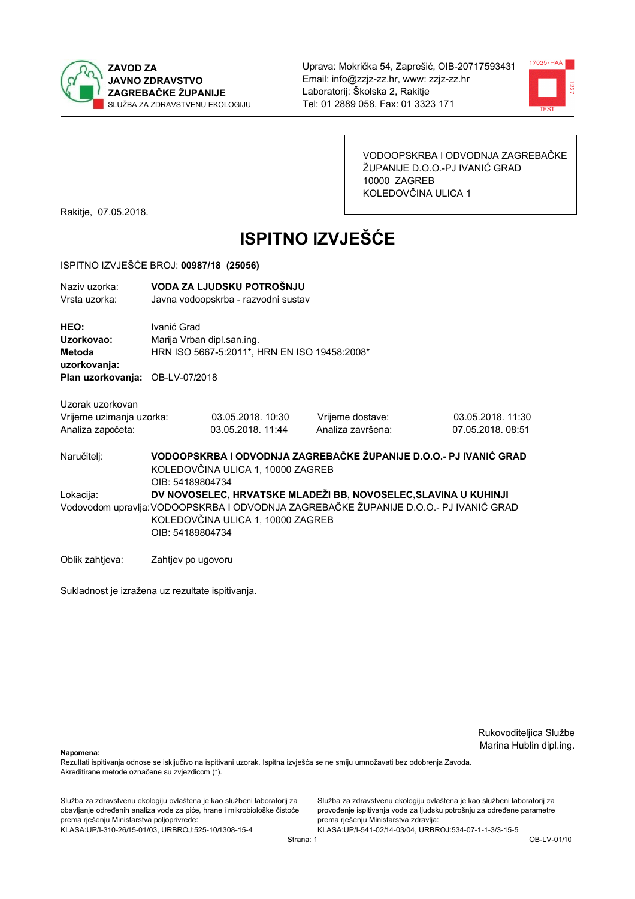**ZAVOD ZA JAVNO ZDRAVSTVO ZAGREBAČKE ŽUPANIJE**
SLUŽBA ZA ZDRAVSTVENU EKOLOGIJU

Uprava: Mokrička 54, Zaprešić, OIB-20717593431
Email: info@zzjz-zz.hr, www: zzjz-zz.hr
Laboratorij: Školska 2, Rakitje
Tel: 01 2889 058, Fax: 01 3323 171

VODOOPSKRBA I ODVODNJA ZAGREBAČKE ŽUPANIJE D.O.O.-PJ IVANIĆ GRAD
10000 ZAGREB
KOLEDOVČINA ULICA 1

Rakitje, 07.05.2018.

# ISPITNO IZVJEŠĆE

ISPITNO IZVJEŠĆE BROJ: **00987/18 (25056)**

Naziv uzorka: **VODA ZA LJUDSKU POTROŠNJU**
Vrsta uzorka: Javna vodoopskrba - razvodni sustav

**HEO:** Ivanić Grad
**Uzorkovao:** Marija Vrban dipl.san.ing.
**Metoda uzorkovanja:** HRN ISO 5667-5:2011*, HRN EN ISO 19458:2008*
**Plan uzorkovanja:** OB-LV-07/2018

Uzorak uzorkovan

| | | | |
|---|---|---|---|
| Vrijeme uzimanja uzorka: | 03.05.2018. 10:30 | Vrijeme dostave: | 03.05.2018. 11:30 |
| Analiza započeta: | 03.05.2018. 11:44 | Analiza završena: | 07.05.2018. 08:51 |

Naručitelj: **VODOOPSKRBA I ODVODNJA ZAGREBAČKE ŽUPANIJE D.O.O.- PJ IVANIĆ GRAD**
KOLEDOVČINA ULICA 1, 10000 ZAGREB
OIB: 54189804734

Lokacija: **DV NOVOSELEC, HRVATSKE MLADEŽI BB, NOVOSELEC,SLAVINA U KUHINJI**

Vodovodom upravlja: VODOOPSKRBA I ODVODNJA ZAGREBAČKE ŽUPANIJE D.O.O.- PJ IVANIĆ GRAD
KOLEDOVČINA ULICA 1, 10000 ZAGREB
OIB: 54189804734

Oblik zahtjeva: Zahtjev po ugovoru

Sukladnost je izražena uz rezultate ispitivanja.

Rukovoditeljica Službe
Marina Hublin dipl.ing.

**Napomena:**
Rezultati ispitivanja odnose se isključivo na ispitivani uzorak. Ispitna izvješća se ne smiju umnožavati bez odobrenja Zavoda.
Akreditirane metode označene su zvjezdicom (*).

Služba za zdravstvenu ekologiju ovlaštena je kao službeni laboratorij za obavljanje određenih analiza vode za piće, hrane i mikrobiološke čistoće prema rješenju Ministarstva poljoprivrede:
KLASA:UP/I-310-26/15-01/03, URBROJ:525-10/1308-15-4

Služba za zdravstvenu ekologiju ovlaštena je kao službeni laboratorij za provođenje ispitivanja vode za ljudsku potrošnju za određene parametre prema rješenju Ministarstva zdravlja:
KLASA:UP/I-541-02/14-03/04, URBROJ:534-07-1-1-3/3-15-5

OB-LV-01/10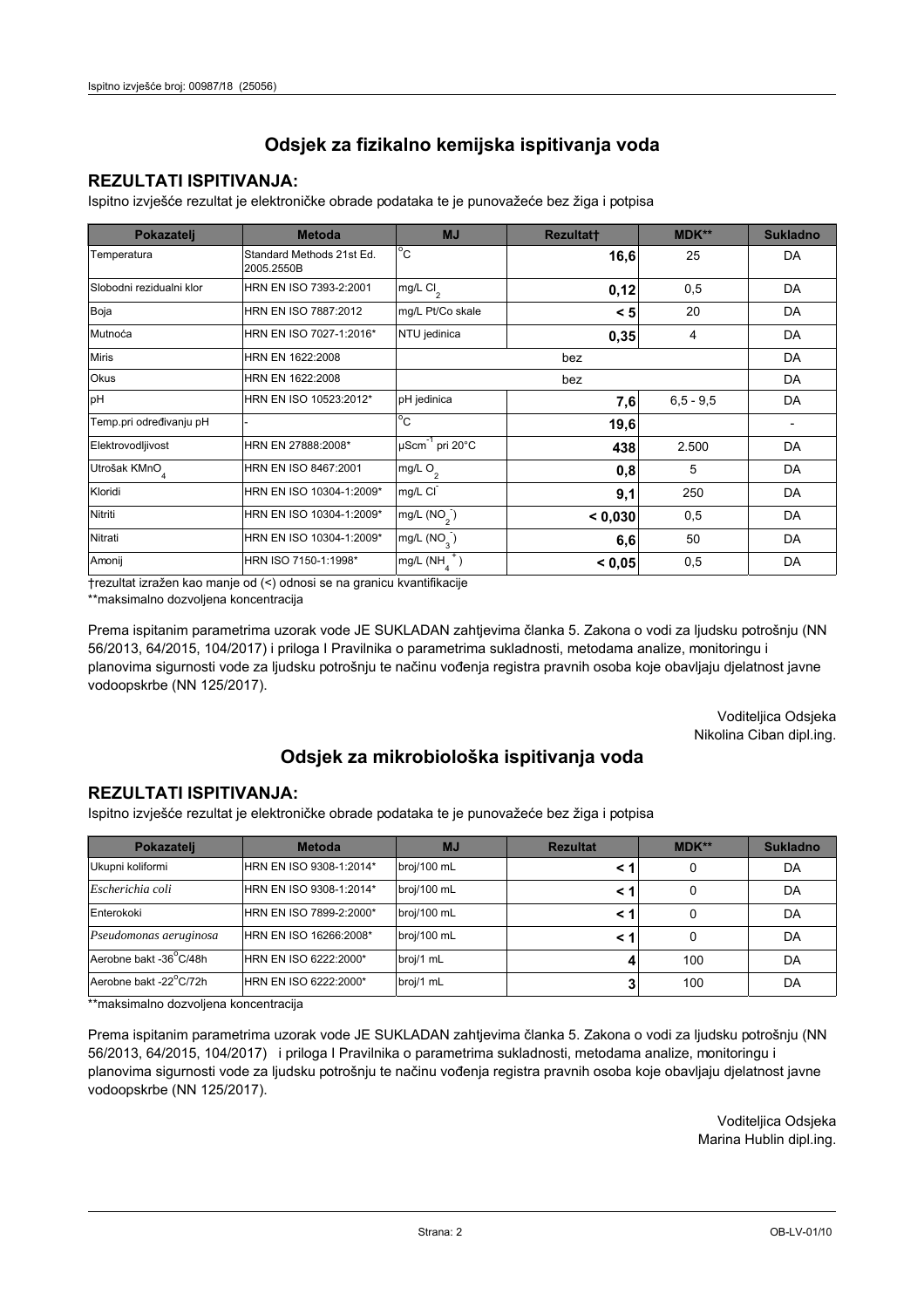## Odsjek za fizikalno kemijska ispitivanja voda

### REZULTATI ISPITIVANJA:

Ispitno izvješće rezultat je elektroničke obrade podataka te je punovažeće bez žiga i potpisa

| Pokazatelj | Metoda | MJ | Rezultat† | MDK** | Sukladno |
|---|---|---|---|---|---|
| Temperatura | Standard Methods 21st Ed. 2005.2550B | °C | **16,6** | 25 | DA |
| Slobodni rezidualni klor | HRN EN ISO 7393-2:2001 | mg/L $Cl_2$ | **0,12** | 0,5 | DA |
| Boja | HRN EN ISO 7887:2012 | mg/L Pt/Co skale | **< 5** | 20 | DA |
| Mutnoća | HRN EN ISO 7027-1:2016* | NTU jedinica | **0,35** | 4 | DA |
| Miris | HRN EN 1622:2008 | bez | | | DA |
| Okus | HRN EN 1622:2008 | bez | | | DA |
| pH | HRN EN ISO 10523:2012* | pH jedinica | **7,6** | 6,5 - 9,5 | DA |
| Temp.pri određivanju pH | - | °C | **19,6** | | - |
| Elektrovodljivost | HRN EN 27888:2008* | $\mu Scm^{-1}$ pri 20°C | **438** | 2.500 | DA |
| Utrošak $KMnO_4$ | HRN EN ISO 8467:2001 | mg/L $O_2$ | **0,8** | 5 | DA |
| Kloridi | HRN EN ISO 10304-1:2009* | mg/L $Cl^-$ | **9,1** | 250 | DA |
| Nitriti | HRN EN ISO 10304-1:2009* | mg/L ($NO_2^-$) | **< 0,030** | 0,5 | DA |
| Nitrati | HRN EN ISO 10304-1:2009* | mg/L ($NO_3^-$) | **6,6** | 50 | DA |
| Amonij | HRN ISO 7150-1:1998* | mg/L ($NH_4^+$) | **< 0,05** | 0,5 | DA |

†rezultat izražen kao manje od (<) odnosi se na granicu kvantifikacije

**maksimalno dozvoljena koncentracija

Prema ispitanim parametrima uzorak vode JE SUKLADAN zahtjevima članka 5. Zakona o vodi za ljudsku potrošnju (NN 56/2013, 64/2015, 104/2017) i priloga I Pravilnika o parametrima sukladnosti, metodama analize, monitoringu i planovima sigurnosti vode za ljudsku potrošnju te načinu vođenja registra pravnih osoba koje obavljaju djelatnost javne vodoopskrbe (NN 125/2017).

Voditeljica Odsjeka
Nikolina Ciban dipl.ing.

## Odsjek za mikrobiološka ispitivanja voda

### REZULTATI ISPITIVANJA:

Ispitno izvješće rezultat je elektroničke obrade podataka te je punovažeće bez žiga i potpisa

| Pokazatelj | Metoda | MJ | Rezultat | MDK** | Sukladno |
|---|---|---|---|---|---|
| Ukupni koliformi | HRN EN ISO 9308-1:2014* | broj/100 mL | **< 1** | 0 | DA |
| *Escherichia coli* | HRN EN ISO 9308-1:2014* | broj/100 mL | **< 1** | 0 | DA |
| Enterokoki | HRN EN ISO 7899-2:2000* | broj/100 mL | **< 1** | 0 | DA |
| *Pseudomonas aeruginosa* | HRN EN ISO 16266:2008* | broj/100 mL | **< 1** | 0 | DA |
| Aerobne bakt -36°C/48h | HRN EN ISO 6222:2000* | broj/1 mL | **4** | 100 | DA |
| Aerobne bakt -22°C/72h | HRN EN ISO 6222:2000* | broj/1 mL | **3** | 100 | DA |

**maksimalno dozvoljena koncentracija

Prema ispitanim parametrima uzorak vode JE SUKLADAN zahtjevima članka 5. Zakona o vodi za ljudsku potrošnju (NN 56/2013, 64/2015, 104/2017) i priloga I Pravilnika o parametrima sukladnosti, metodama analize, monitoringu i planovima sigurnosti vode za ljudsku potrošnju te načinu vođenja registra pravnih osoba koje obavljaju djelatnost javne vodoopskrbe (NN 125/2017).

Voditeljica Odsjeka
Marina Hublin dipl.ing.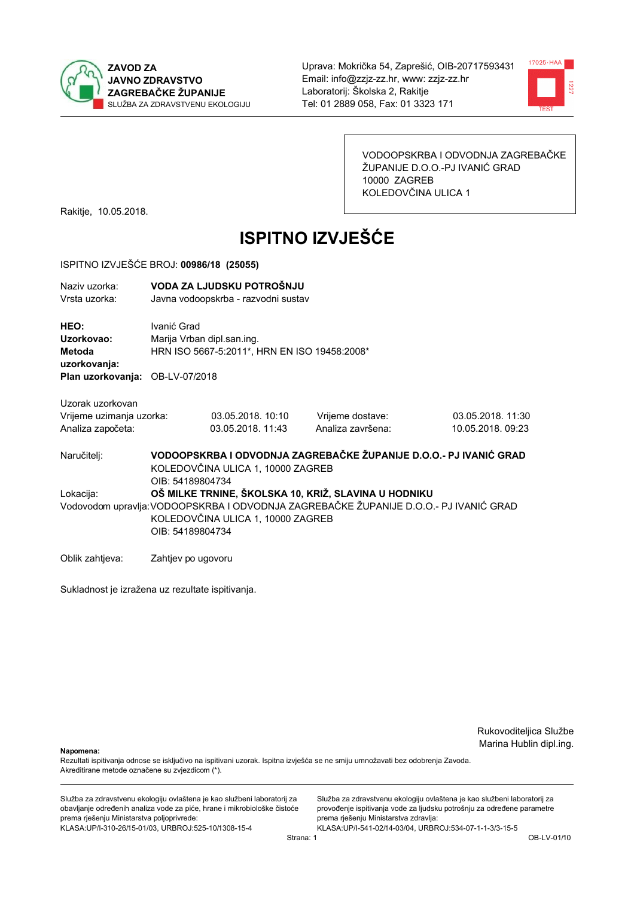**ZAVOD ZA JAVNO ZDRAVSTVO ZAGREBAČKE ŽUPANIJE**
SLUŽBA ZA ZDRAVSTVENU EKOLOGIJU

Uprava: Mokrička 54, Zaprešić, OIB-20717593431
Email: info@zzjz-zz.hr, www: zzjz-zz.hr
Laboratorij: Školska 2, Rakitje
Tel: 01 2889 058, Fax: 01 3323 171

VODOOPSKRBA I ODVODNJA ZAGREBAČKE ŽUPANIJE D.O.O.-PJ IVANIĆ GRAD
10000 ZAGREB
KOLEDOVČINA ULICA 1

Rakitje, 10.05.2018.

# ISPITNO IZVJEŠĆE

ISPITNO IZVJEŠĆE BROJ: **00986/18 (25055)**

Naziv uzorka: **VODA ZA LJUDSKU POTROŠNJU**
Vrsta uzorka: Javna vodoopskrba - razvodni sustav

**HEO:** Ivanić Grad
**Uzorkovao:** Marija Vrban dipl.san.ing.
**Metoda uzorkovanja:** HRN ISO 5667-5:2011*, HRN EN ISO 19458:2008*
**Plan uzorkovanja:** OB-LV-07/2018

Uzorak uzorkovan

| | | | |
|---|---|---|---|
| Vrijeme uzimanja uzorka: | 03.05.2018. 10:10 | Vrijeme dostave: | 03.05.2018. 11:30 |
| Analiza započeta: | 03.05.2018. 11:43 | Analiza završena: | 10.05.2018. 09:23 |

Naručitelj: **VODOOPSKRBA I ODVODNJA ZAGREBAČKE ŽUPANIJE D.O.O.- PJ IVANIĆ GRAD**
KOLEDOVČINA ULICA 1, 10000 ZAGREB
OIB: 54189804734

Lokacija: **OŠ MILKE TRNINE, ŠKOLSKA 10, KRIŽ, SLAVINA U HODNIKU**

Vodovodom upravlja: VODOOPSKRBA I ODVODNJA ZAGREBAČKE ŽUPANIJE D.O.O.- PJ IVANIĆ GRAD
KOLEDOVČINA ULICA 1, 10000 ZAGREB
OIB: 54189804734

Oblik zahtjeva: Zahtjev po ugovoru

Sukladnost je izražena uz rezultate ispitivanja.

Rukovoditeljica Službe
Marina Hublin dipl.ing.

**Napomena:**
Rezultati ispitivanja odnose se isključivo na ispitivani uzorak. Ispitna izvješća se ne smiju umnožavati bez odobrenja Zavoda.
Akreditirane metode označene su zvjezdicom (*).

Služba za zdravstvenu ekologiju ovlaštena je kao službeni laboratorij za obavljanje određenih analiza vode za piće, hrane i mikrobiološke čistoće prema rješenju Ministarstva poljoprivrede:
KLASA:UP/I-310-26/15-01/03, URBROJ:525-10/1308-15-4

Služba za zdravstvenu ekologiju ovlaštena je kao službeni laboratorij za provođenje ispitivanja vode za ljudsku potrošnju za određene parametre prema rješenju Ministarstva zdravlja:
KLASA:UP/I-541-02/14-03/04, URBROJ:534-07-1-1-3/3-15-5

OB-LV-01/10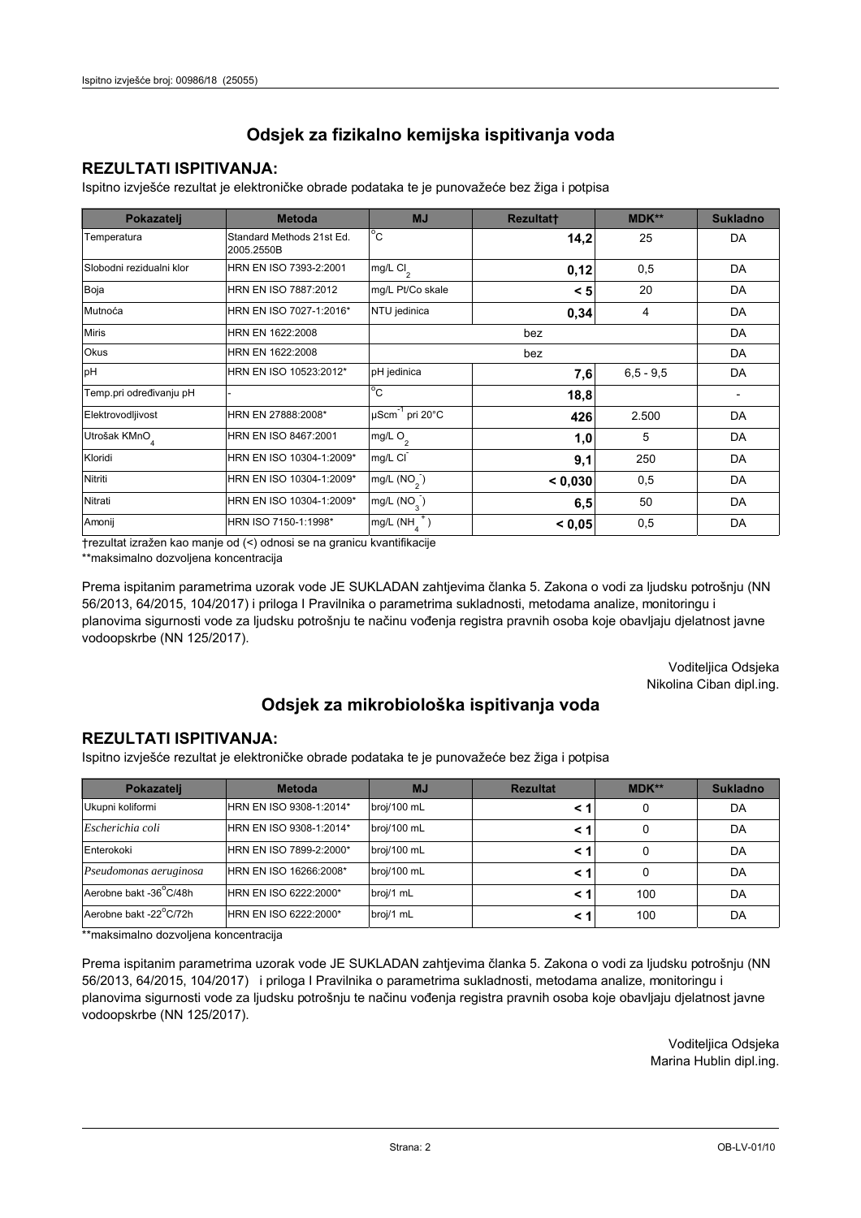## Odsjek za fizikalno kemijska ispitivanja voda

### REZULTATI ISPITIVANJA:

Ispitno izvješće rezultat je elektroničke obrade podataka te je punovažeće bez žiga i potpisa

| Pokazatelj | Metoda | MJ | Rezultat† | MDK** | Sukladno |
|---|---|---|---|---|---|
| Temperatura | Standard Methods 21st Ed. 2005.2550B | $^{o}C$ | **14,2** | 25 | DA |
| Slobodni rezidualni klor | HRN EN ISO 7393-2:2001 | mg/L $Cl_2$ | **0,12** | 0,5 | DA |
| Boja | HRN EN ISO 7887:2012 | mg/L Pt/Co skale | **< 5** | 20 | DA |
| Mutnoća | HRN EN ISO 7027-1:2016* | NTU jedinica | **0,34** | 4 | DA |
| Miris | HRN EN 1622:2008 | bez | | | DA |
| Okus | HRN EN 1622:2008 | bez | | | DA |
| pH | HRN EN ISO 10523:2012* | pH jedinica | **7,6** | 6,5 - 9,5 | DA |
| Temp.pri određivanju pH | - | $^{o}C$ | **18,8** | | - |
| Elektrovodljivost | HRN EN 27888:2008* | $\mu Scm^{-1}$ pri 20°C | **426** | 2.500 | DA |
| Utrošak $KMnO_4$ | HRN EN ISO 8467:2001 | mg/L $O_2$ | **1,0** | 5 | DA |
| Kloridi | HRN EN ISO 10304-1:2009* | mg/L $Cl^-$ | **9,1** | 250 | DA |
| Nitriti | HRN EN ISO 10304-1:2009* | mg/L ($NO_2^-$) | **< 0,030** | 0,5 | DA |
| Nitrati | HRN EN ISO 10304-1:2009* | mg/L ($NO_3^-$) | **6,5** | 50 | DA |
| Amonij | HRN ISO 7150-1:1998* | mg/L ($NH_4^+$) | **< 0,05** | 0,5 | DA |

†rezultat izražen kao manje od (<) odnosi se na granicu kvantifikacije

**maksimalno dozvoljena koncentracija

Prema ispitanim parametrima uzorak vode JE SUKLADAN zahtjevima članka 5. Zakona o vodi za ljudsku potrošnju (NN 56/2013, 64/2015, 104/2017) i priloga I Pravilnika o parametrima sukladnosti, metodama analize, monitoringu i planovima sigurnosti vode za ljudsku potrošnju te načinu vođenja registra pravnih osoba koje obavljaju djelatnost javne vodoopskrbe (NN 125/2017).

Voditeljica Odsjeka
Nikolina Ciban dipl.ing.

## Odsjek za mikrobiološka ispitivanja voda

### REZULTATI ISPITIVANJA:

Ispitno izvješće rezultat je elektroničke obrade podataka te je punovažeće bez žiga i potpisa

| Pokazatelj | Metoda | MJ | Rezultat | MDK** | Sukladno |
|---|---|---|---|---|---|
| Ukupni koliformi | HRN EN ISO 9308-1:2014* | broj/100 mL | **< 1** | 0 | DA |
| *Escherichia coli* | HRN EN ISO 9308-1:2014* | broj/100 mL | **< 1** | 0 | DA |
| Enterokoki | HRN EN ISO 7899-2:2000* | broj/100 mL | **< 1** | 0 | DA |
| *Pseudomonas aeruginosa* | HRN EN ISO 16266:2008* | broj/100 mL | **< 1** | 0 | DA |
| Aerobne bakt -36°C/48h | HRN EN ISO 6222:2000* | broj/1 mL | **< 1** | 100 | DA |
| Aerobne bakt -22°C/72h | HRN EN ISO 6222:2000* | broj/1 mL | **< 1** | 100 | DA |

**maksimalno dozvoljena koncentracija

Prema ispitanim parametrima uzorak vode JE SUKLADAN zahtjevima članka 5. Zakona o vodi za ljudsku potrošnju (NN 56/2013, 64/2015, 104/2017) i priloga I Pravilnika o parametrima sukladnosti, metodama analize, monitoringu i planovima sigurnosti vode za ljudsku potrošnju te načinu vođenja registra pravnih osoba koje obavljaju djelatnost javne vodoopskrbe (NN 125/2017).

Voditeljica Odsjeka
Marina Hublin dipl.ing.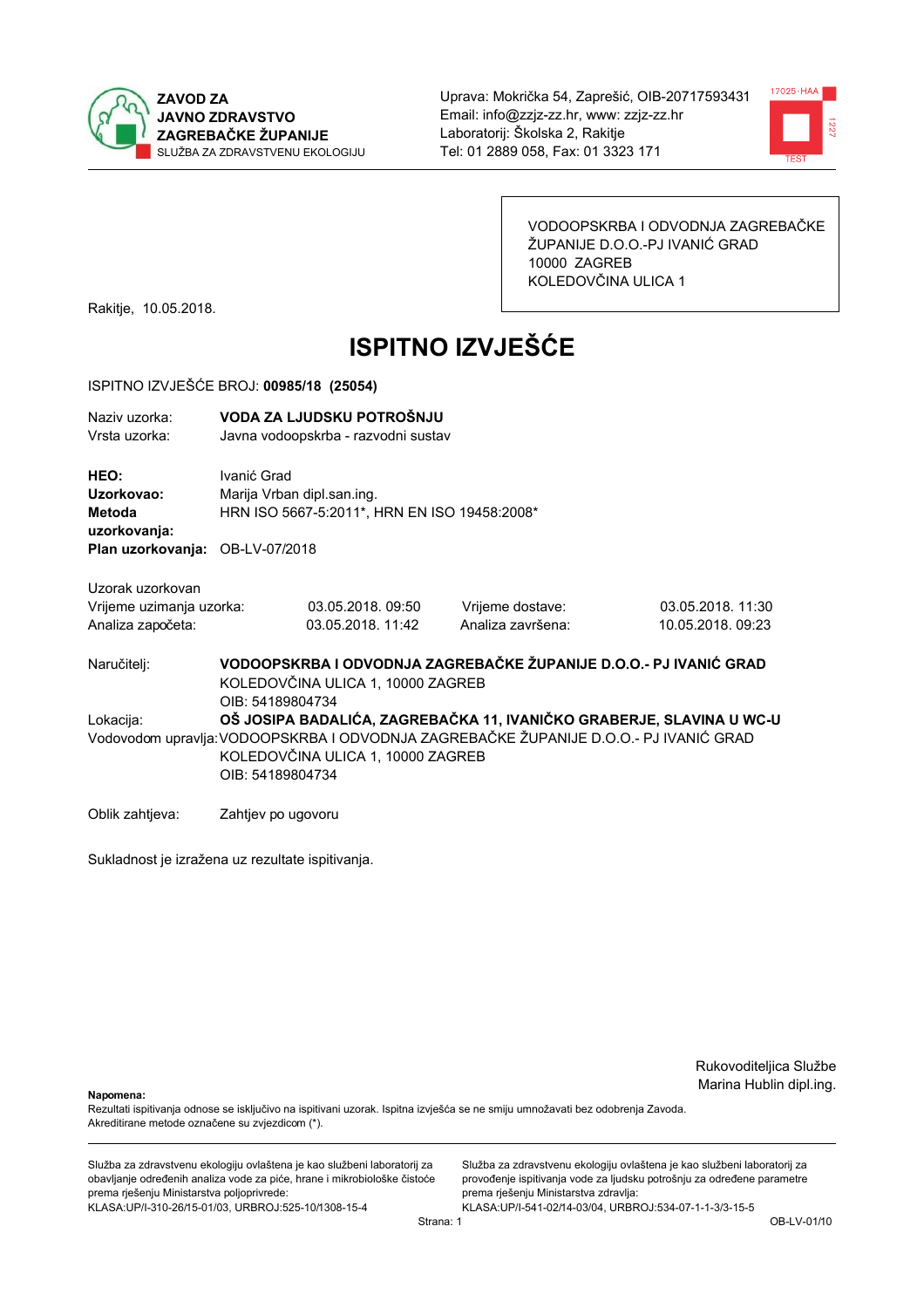**ZAVOD ZA JAVNO ZDRAVSTVO ZAGREBAČKE ŽUPANIJE**
SLUŽBA ZA ZDRAVSTVENU EKOLOGIJU

Uprava: Mokrička 54, Zaprešić, OIB-20717593431
Email: info@zzjz-zz.hr, www: zzjz-zz.hr
Laboratorij: Školska 2, Rakitje
Tel: 01 2889 058, Fax: 01 3323 171

VODOOPSKRBA I ODVODNJA ZAGREBAČKE ŽUPANIJE D.O.O.-PJ IVANIĆ GRAD
10000 ZAGREB
KOLEDOVČINA ULICA 1

Rakitje, 10.05.2018.

# ISPITNO IZVJEŠĆE

ISPITNO IZVJEŠĆE BROJ: **00985/18 (25054)**

Naziv uzorka: **VODA ZA LJUDSKU POTROŠNJU**
Vrsta uzorka: Javna vodoopskrba - razvodni sustav

**HEO:** Ivanić Grad
**Uzorkovao:** Marija Vrban dipl.san.ing.
**Metoda uzorkovanja:** HRN ISO 5667-5:2011*, HRN EN ISO 19458:2008*
**Plan uzorkovanja:** OB-LV-07/2018

Uzorak uzorkovan

| | | | |
|---|---|---|---|
| Vrijeme uzimanja uzorka: | 03.05.2018. 09:50 | Vrijeme dostave: | 03.05.2018. 11:30 |
| Analiza započeta: | 03.05.2018. 11:42 | Analiza završena: | 10.05.2018. 09:23 |

Naručitelj: **VODOOPSKRBA I ODVODNJA ZAGREBAČKE ŽUPANIJE D.O.O.- PJ IVANIĆ GRAD**
KOLEDOVČINA ULICA 1, 10000 ZAGREB
OIB: 54189804734

Lokacija: **OŠ JOSIPA BADALIĆA, ZAGREBAČKA 11, IVANIČKO GRABERJE, SLAVINA U WC-U**

Vodovodom upravlja: VODOOPSKRBA I ODVODNJA ZAGREBAČKE ŽUPANIJE D.O.O.- PJ IVANIĆ GRAD
KOLEDOVČINA ULICA 1, 10000 ZAGREB
OIB: 54189804734

Oblik zahtjeva: Zahtjev po ugovoru

Sukladnost je izražena uz rezultate ispitivanja.

Rukovoditeljica Službe
Marina Hublin dipl.ing.

**Napomena:**
Rezultati ispitivanja odnose se isključivo na ispitivani uzorak. Ispitna izvješća se ne smiju umnožavati bez odobrenja Zavoda.
Akreditirane metode označene su zvjezdicom (*).

Služba za zdravstvenu ekologiju ovlaštena je kao službeni laboratorij za obavljanje određenih analiza vode za piće, hrane i mikrobiološke čistoće prema rješenju Ministarstva poljoprivrede:
KLASA:UP/I-310-26/15-01/03, URBROJ:525-10/1308-15-4

Služba za zdravstvenu ekologiju ovlaštena je kao službeni laboratorij za provođenje ispitivanja vode za ljudsku potrošnju za određene parametre prema rješenju Ministarstva zdravlja:
KLASA:UP/I-541-02/14-03/04, URBROJ:534-07-1-1-3/3-15-5

OB-LV-01/10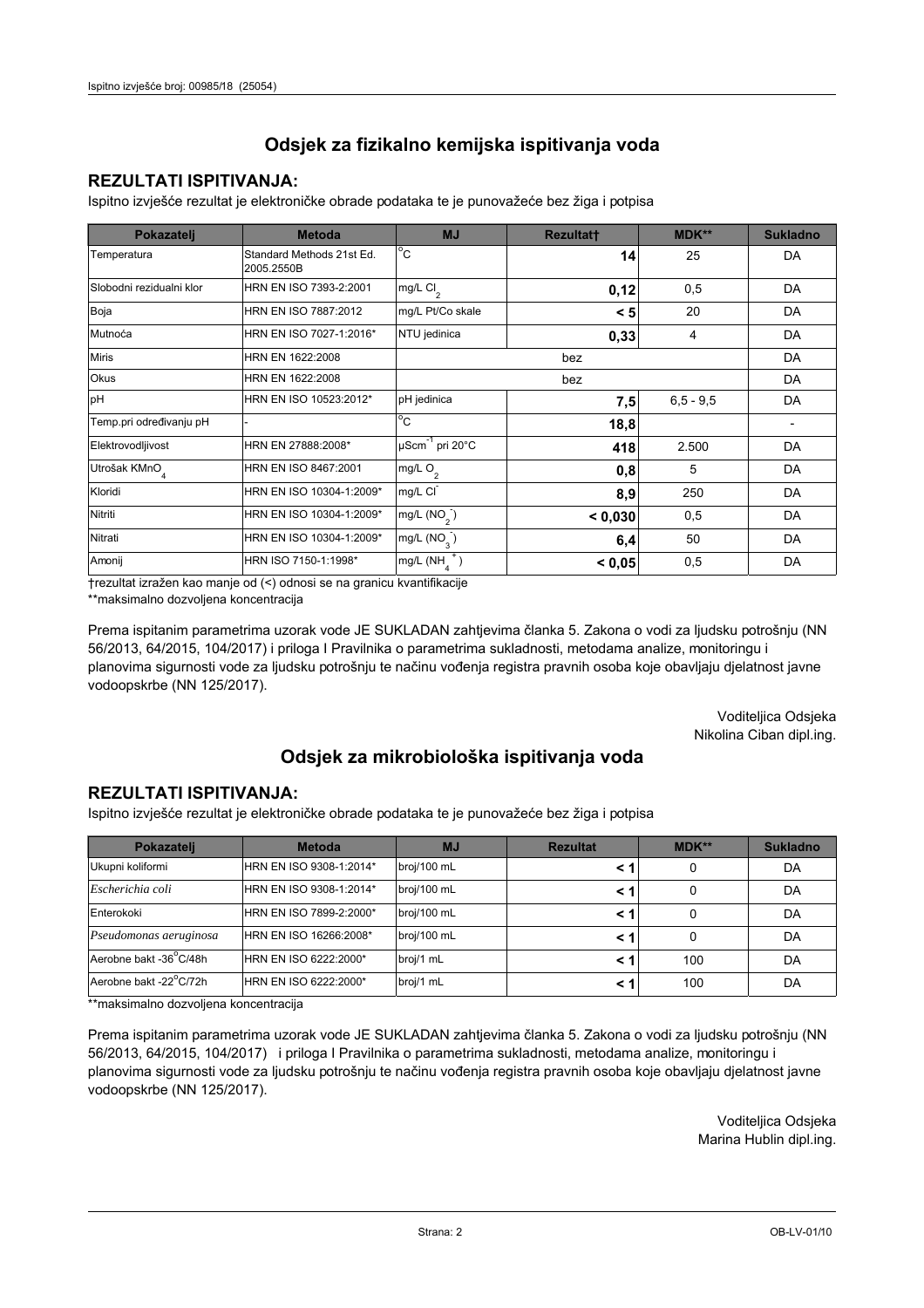## Odsjek za fizikalno kemijska ispitivanja voda

### REZULTATI ISPITIVANJA:

Ispitno izvješće rezultat je elektroničke obrade podataka te je punovažeće bez žiga i potpisa

| Pokazatelj | Metoda | MJ | Rezultat† | MDK** | Sukladno |
|---|---|---|---|---|---|
| Temperatura | Standard Methods 21st Ed. 2005.2550B | °C | **14** | 25 | DA |
| Slobodni rezidualni klor | HRN EN ISO 7393-2:2001 | mg/L $Cl_2$ | **0,12** | 0,5 | DA |
| Boja | HRN EN ISO 7887:2012 | mg/L Pt/Co skale | **< 5** | 20 | DA |
| Mutnoća | HRN EN ISO 7027-1:2016* | NTU jedinica | **0,33** | 4 | DA |
| Miris | HRN EN 1622:2008 | bez | | | DA |
| Okus | HRN EN 1622:2008 | bez | | | DA |
| pH | HRN EN ISO 10523:2012* | pH jedinica | **7,5** | 6,5 - 9,5 | DA |
| Temp.pri određivanju pH | - | °C | **18,8** | | - |
| Elektrovodljivost | HRN EN 27888:2008* | $\mu Scm^{-1}$ pri 20°C | **418** | 2.500 | DA |
| Utrošak $KMnO_4$ | HRN EN ISO 8467:2001 | mg/L $O_2$ | **0,8** | 5 | DA |
| Kloridi | HRN EN ISO 10304-1:2009* | mg/L $Cl^-$ | **8,9** | 250 | DA |
| Nitriti | HRN EN ISO 10304-1:2009* | mg/L ($NO_2^-$) | **< 0,030** | 0,5 | DA |
| Nitrati | HRN EN ISO 10304-1:2009* | mg/L ($NO_3^-$) | **6,4** | 50 | DA |
| Amonij | HRN ISO 7150-1:1998* | mg/L ($NH_4^+$) | **< 0,05** | 0,5 | DA |

†rezultat izražen kao manje od (<) odnosi se na granicu kvantifikacije

**maksimalno dozvoljena koncentracija

Prema ispitanim parametrima uzorak vode JE SUKLADAN zahtjevima članka 5. Zakona o vodi za ljudsku potrošnju (NN 56/2013, 64/2015, 104/2017) i priloga I Pravilnika o parametrima sukladnosti, metodama analize, monitoringu i planovima sigurnosti vode za ljudsku potrošnju te načinu vođenja registra pravnih osoba koje obavljaju djelatnost javne vodoopskrbe (NN 125/2017).

Voditeljica Odsjeka
Nikolina Ciban dipl.ing.

## Odsjek za mikrobiološka ispitivanja voda

### REZULTATI ISPITIVANJA:

Ispitno izvješće rezultat je elektroničke obrade podataka te je punovažeće bez žiga i potpisa

| Pokazatelj | Metoda | MJ | Rezultat | MDK** | Sukladno |
|---|---|---|---|---|---|
| Ukupni koliformi | HRN EN ISO 9308-1:2014* | broj/100 mL | **< 1** | 0 | DA |
| *Escherichia coli* | HRN EN ISO 9308-1:2014* | broj/100 mL | **< 1** | 0 | DA |
| Enterokoki | HRN EN ISO 7899-2:2000* | broj/100 mL | **< 1** | 0 | DA |
| *Pseudomonas aeruginosa* | HRN EN ISO 16266:2008* | broj/100 mL | **< 1** | 0 | DA |
| Aerobne bakt -36°C/48h | HRN EN ISO 6222:2000* | broj/1 mL | **< 1** | 100 | DA |
| Aerobne bakt -22°C/72h | HRN EN ISO 6222:2000* | broj/1 mL | **< 1** | 100 | DA |

**maksimalno dozvoljena koncentracija

Prema ispitanim parametrima uzorak vode JE SUKLADAN zahtjevima članka 5. Zakona o vodi za ljudsku potrošnju (NN 56/2013, 64/2015, 104/2017) i priloga I Pravilnika o parametrima sukladnosti, metodama analize, monitoringu i planovima sigurnosti vode za ljudsku potrošnju te načinu vođenja registra pravnih osoba koje obavljaju djelatnost javne vodoopskrbe (NN 125/2017).

Voditeljica Odsjeka
Marina Hublin dipl.ing.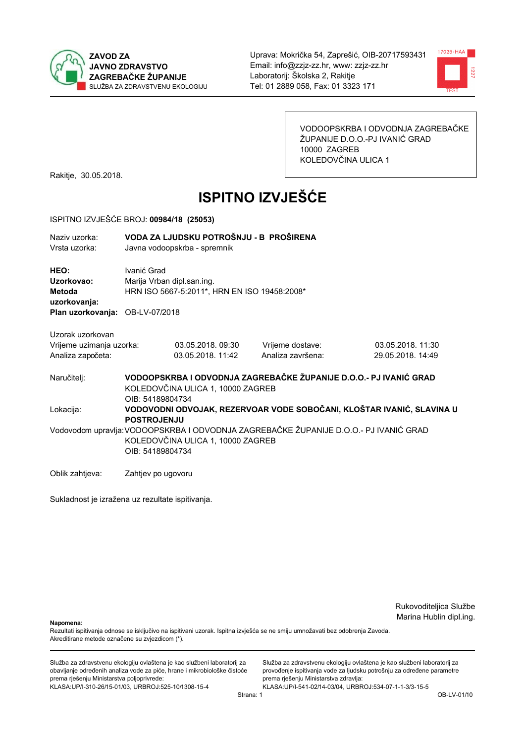ZAVOD ZA JAVNO ZDRAVSTVO ZAGREBAČKE ŽUPANIJE
SLUŽBA ZA ZDRAVSTVENU EKOLOGIJU

Uprava: Mokrička 54, Zaprešić, OIB-20717593431
Email: info@zzjz-zz.hr, www: zzjz-zz.hr
Laboratorij: Školska 2, Rakitje
Tel: 01 2889 058, Fax: 01 3323 171

VODOOPSKRBA I ODVODNJA ZAGREBAČKE ŽUPANIJE D.O.O.-PJ IVANIĆ GRAD
10000 ZAGREB
KOLEDOVČINA ULICA 1

Rakitje, 30.05.2018.

# ISPITNO IZVJEŠĆE

ISPITNO IZVJEŠĆE BROJ: **00984/18 (25053)**

| | |
|---|---|
| Naziv uzorka: | **VODA ZA LJUDSKU POTROŠNJU - B PROŠIRENA** |
| Vrsta uzorka: | Javna vodoopskrba - spremnik |
| **HEO:** | Ivanić Grad |
| **Uzorkovao:** | Marija Vrban dipl.san.ing. |
| **Metoda uzorkovanja:** | HRN ISO 5667-5:2011*, HRN EN ISO 19458:2008* |
| **Plan uzorkovanja:** | OB-LV-07/2018 |

Uzorak uzorkovan

| | | | |
|---|---|---|---|
| Vrijeme uzimanja uzorka: | 03.05.2018. 09:30 | Vrijeme dostave: | 03.05.2018. 11:30 |
| Analiza započeta: | 03.05.2018. 11:42 | Analiza završena: | 29.05.2018. 14:49 |

Naručitelj: **VODOOPSKRBA I ODVODNJA ZAGREBAČKE ŽUPANIJE D.O.O.- PJ IVANIĆ GRAD**
KOLEDOVČINA ULICA 1, 10000 ZAGREB
OIB: 54189804734

Lokacija: **VODOVODNI ODVOJAK, REZERVOAR VODE SOBOČANI, KLOŠTAR IVANIĆ, SLAVINA U POSTROJENJU**

Vodovodom upravlja: VODOOPSKRBA I ODVODNJA ZAGREBAČKE ŽUPANIJE D.O.O.- PJ IVANIĆ GRAD
KOLEDOVČINA ULICA 1, 10000 ZAGREB
OIB: 54189804734

Oblik zahtjeva: Zahtjev po ugovoru

Sukladnost je izražena uz rezultate ispitivanja.

Rukovoditeljica Službe
Marina Hublin dipl.ing.

**Napomena:**
Rezultati ispitivanja odnose se isključivo na ispitivani uzorak. Ispitna izvješća se ne smiju umnožavati bez odobrenja Zavoda.
Akreditirane metode označene su zvjezdicom (*).

Služba za zdravstvenu ekologiju ovlaštena je kao službeni laboratorij za obavljanje određenih analiza vode za piće, hrane i mikrobiološke čistoće prema rješenju Ministarstva poljoprivrede:
KLASA:UP/I-310-26/15-01/03, URBROJ:525-10/1308-15-4

Služba za zdravstvenu ekologiju ovlaštena je kao službeni laboratorij za provođenje ispitivanja vode za ljudsku potrošnju za određene parametre prema rješenju Ministarstva zdravlja:
KLASA:UP/I-541-02/14-03/04, URBROJ:534-07-1-1-3/3-15-5

OB-LV-01/10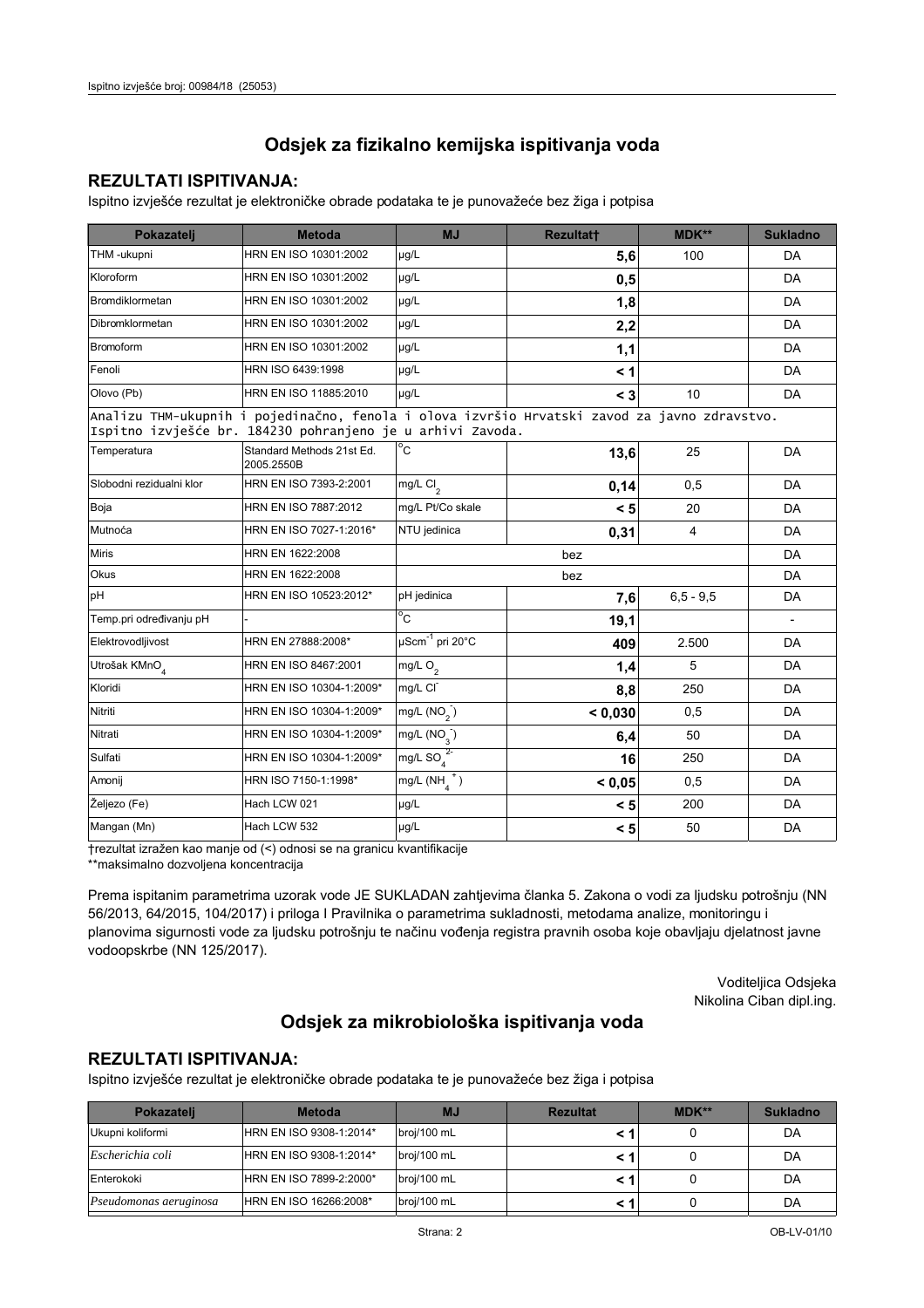## Odsjek za fizikalno kemijska ispitivanja voda

### REZULTATI ISPITIVANJA:

Ispitno izvješće rezultat je elektroničke obrade podataka te je punovažeće bez žiga i potpisa

| Pokazatelj | Metoda | MJ | Rezultat† | MDK** | Sukladno |
|---|---|---|---|---|---|
| THM -ukupni | HRN EN ISO 10301:2002 | μg/L | **5,6** | 100 | DA |
| Kloroform | HRN EN ISO 10301:2002 | μg/L | **0,5** | | DA |
| Bromdiklormetan | HRN EN ISO 10301:2002 | μg/L | **1,8** | | DA |
| Dibromklormetan | HRN EN ISO 10301:2002 | μg/L | **2,2** | | DA |
| Bromoform | HRN EN ISO 10301:2002 | μg/L | **1,1** | | DA |
| Fenoli | HRN ISO 6439:1998 | μg/L | **< 1** | | DA |
| Olovo (Pb) | HRN EN ISO 11885:2010 | μg/L | **< 3** | 10 | DA |
| Analizu THM-ukupnih i pojedinačno, fenola i olova izvršio Hrvatski zavod za javno zdravstvo. Ispitno izvješće br. 184230 pohranjeno je u arhivi Zavoda. | | | | | |
| Temperatura | Standard Methods 21st Ed. 2005.2550B | °C | **13,6** | 25 | DA |
| Slobodni rezidualni klor | HRN EN ISO 7393-2:2001 | mg/L $Cl_2$ | **0,14** | 0,5 | DA |
| Boja | HRN EN ISO 7887:2012 | mg/L Pt/Co skale | **< 5** | 20 | DA |
| Mutnoća | HRN EN ISO 7027-1:2016* | NTU jedinica | **0,31** | 4 | DA |
| Miris | HRN EN 1622:2008 | | bez | | DA |
| Okus | HRN EN 1622:2008 | | bez | | DA |
| pH | HRN EN ISO 10523:2012* | pH jedinica | **7,6** | 6,5 - 9,5 | DA |
| Temp.pri određivanju pH | - | °C | **19,1** | | - |
| Elektrovodljivost | HRN EN 27888:2008* | $\mu Scm^{-1}$ pri 20°C | **409** | 2.500 | DA |
| Utrošak $KMnO_4$ | HRN EN ISO 8467:2001 | mg/L $O_2$ | **1,4** | 5 | DA |
| Kloridi | HRN EN ISO 10304-1:2009* | mg/L $Cl^-$ | **8,8** | 250 | DA |
| Nitriti | HRN EN ISO 10304-1:2009* | mg/L ($NO_2^-$) | **< 0,030** | 0,5 | DA |
| Nitrati | HRN EN ISO 10304-1:2009* | mg/L ($NO_3^-$) | **6,4** | 50 | DA |
| Sulfati | HRN EN ISO 10304-1:2009* | mg/L $SO_4^{2-}$ | **16** | 250 | DA |
| Amonij | HRN ISO 7150-1:1998* | mg/L ($NH_4^+$) | **< 0,05** | 0,5 | DA |
| Željezo (Fe) | Hach LCW 021 | μg/L | **< 5** | 200 | DA |
| Mangan (Mn) | Hach LCW 532 | μg/L | **< 5** | 50 | DA |

†rezultat izražen kao manje od (<) odnosi se na granicu kvantifikacije

**maksimalno dozvoljena koncentracija

Prema ispitanim parametrima uzorak vode JE SUKLADAN zahtjevima članka 5. Zakona o vodi za ljudsku potrošnju (NN 56/2013, 64/2015, 104/2017) i priloga I Pravilnika o parametrima sukladnosti, metodama analize, monitoringu i planovima sigurnosti vode za ljudsku potrošnju te načinu vođenja registra pravnih osoba koje obavljaju djelatnost javne vodoopskrbe (NN 125/2017).

Voditeljica Odsjeka
Nikolina Ciban dipl.ing.

## Odsjek za mikrobiološka ispitivanja voda

### REZULTATI ISPITIVANJA:

Ispitno izvješće rezultat je elektroničke obrade podataka te je punovažeće bez žiga i potpisa

| Pokazatelj | Metoda | MJ | Rezultat | MDK** | Sukladno |
|---|---|---|---|---|---|
| Ukupni koliformi | HRN EN ISO 9308-1:2014* | broj/100 mL | **< 1** | 0 | DA |
| *Escherichia coli* | HRN EN ISO 9308-1:2014* | broj/100 mL | **< 1** | 0 | DA |
| Enterokoki | HRN EN ISO 7899-2:2000* | broj/100 mL | **< 1** | 0 | DA |
| *Pseudomonas aeruginosa* | HRN EN ISO 16266:2008* | broj/100 mL | **< 1** | 0 | DA |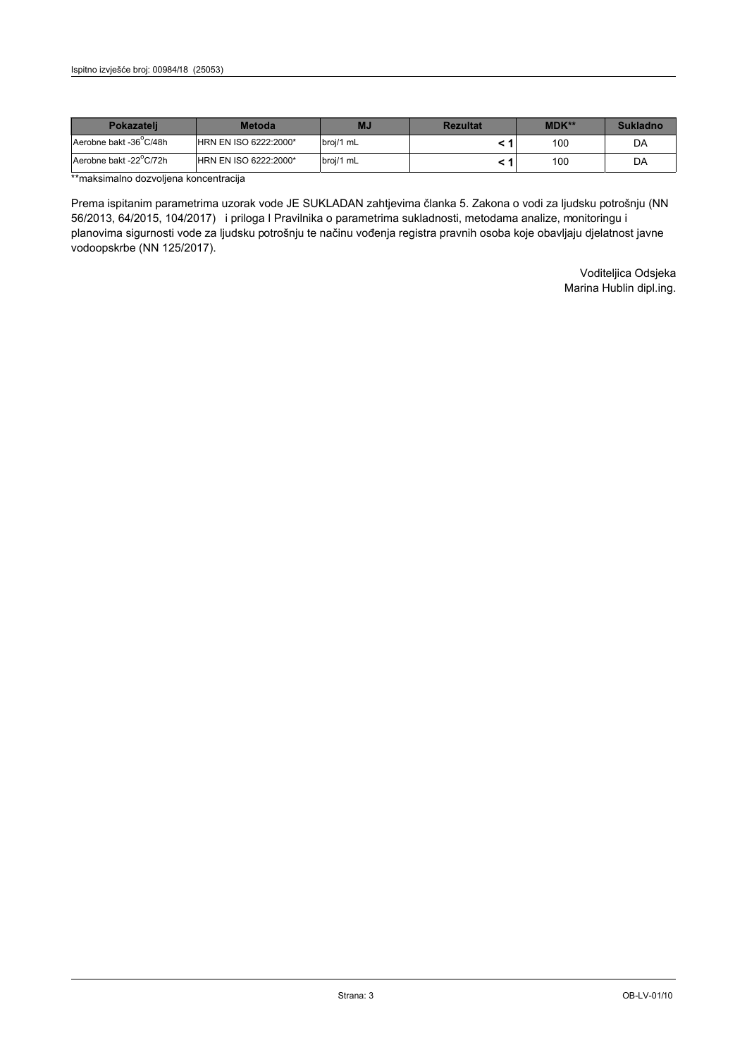| Pokazatelj | Metoda | MJ | Rezultat | MDK** | Sukladno |
|---|---|---|---|---|---|
| Aerobne bakt -36°C/48h | HRN EN ISO 6222:2000* | broj/1 mL | **< 1** | 100 | DA |
| Aerobne bakt -22°C/72h | HRN EN ISO 6222:2000* | broj/1 mL | **< 1** | 100 | DA |

**maksimalno dozvoljena koncentracija

Prema ispitanim parametrima uzorak vode JE SUKLADAN zahtjevima članka 5. Zakona o vodi za ljudsku potrošnju (NN 56/2013, 64/2015, 104/2017) i priloga I Pravilnika o parametrima sukladnosti, metodama analize, monitoringu i planovima sigurnosti vode za ljudsku potrošnju te načinu vođenja registra pravnih osoba koje obavljaju djelatnost javne vodoopskrbe (NN 125/2017).

Voditeljica Odsjeka
Marina Hublin dipl.ing.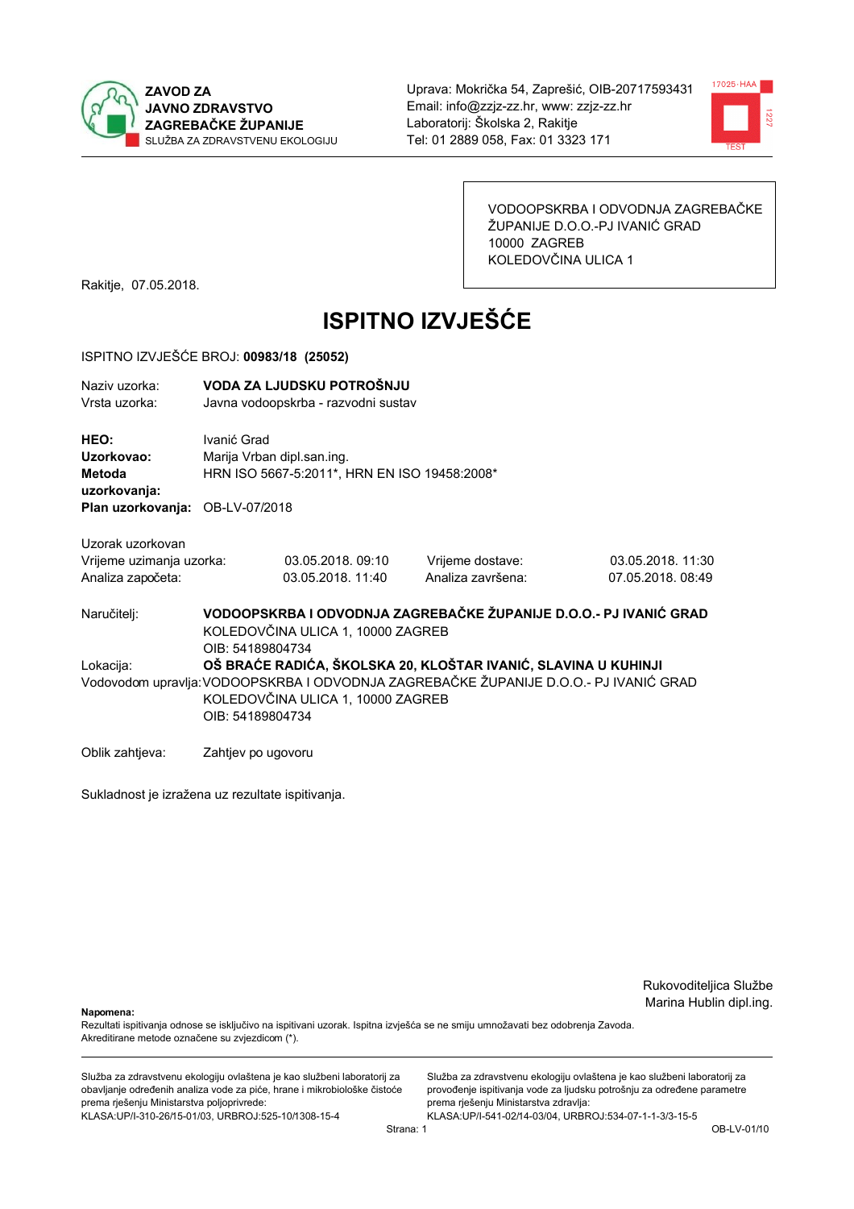ZAVOD ZA JAVNO ZDRAVSTVO ZAGREBAČKE ŽUPANIJE
SLUŽBA ZA ZDRAVSTVENU EKOLOGIJU

Uprava: Mokrička 54, Zaprešić, OIB-20717593431
Email: info@zzjz-zz.hr, www: zzjz-zz.hr
Laboratorij: Školska 2, Rakitje
Tel: 01 2889 058, Fax: 01 3323 171

VODOOPSKRBA I ODVODNJA ZAGREBAČKE ŽUPANIJE D.O.O.-PJ IVANIĆ GRAD
10000 ZAGREB
KOLEDOVČINA ULICA 1

Rakitje, 07.05.2018.

# ISPITNO IZVJEŠĆE

ISPITNO IZVJEŠĆE BROJ: **00983/18 (25052)**

Naziv uzorka: **VODA ZA LJUDSKU POTROŠNJU**
Vrsta uzorka: Javna vodoopskrba - razvodni sustav

**HEO:** Ivanić Grad
**Uzorkovao:** Marija Vrban dipl.san.ing.
**Metoda uzorkovanja:** HRN ISO 5667-5:2011*, HRN EN ISO 19458:2008*
**Plan uzorkovanja:** OB-LV-07/2018

Uzorak uzorkovan

| | | | |
|---|---|---|---|
| Vrijeme uzimanja uzorka: | 03.05.2018. 09:10 | Vrijeme dostave: | 03.05.2018. 11:30 |
| Analiza započeta: | 03.05.2018. 11:40 | Analiza završena: | 07.05.2018. 08:49 |

Naručitelj: **VODOOPSKRBA I ODVODNJA ZAGREBAČKE ŽUPANIJE D.O.O.- PJ IVANIĆ GRAD**
KOLEDOVČINA ULICA 1, 10000 ZAGREB
OIB: 54189804734

Lokacija: **OŠ BRAĆE RADIĆA, ŠKOLSKA 20, KLOŠTAR IVANIĆ, SLAVINA U KUHINJI**

Vodovodom upravlja: VODOOPSKRBA I ODVODNJA ZAGREBAČKE ŽUPANIJE D.O.O.- PJ IVANIĆ GRAD
KOLEDOVČINA ULICA 1, 10000 ZAGREB
OIB: 54189804734

Oblik zahtjeva: Zahtjev po ugovoru

Sukladnost je izražena uz rezultate ispitivanja.

Rukovoditeljica Službe
Marina Hublin dipl.ing.

**Napomena:**
Rezultati ispitivanja odnose se isključivo na ispitivani uzorak. Ispitna izvješća se ne smiju umnožavati bez odobrenja Zavoda.
Akreditirane metode označene su zvjezdicom (*).

Služba za zdravstvenu ekologiju ovlaštena je kao službeni laboratorij za obavljanje određenih analiza vode za piće, hrane i mikrobiološke čistoće prema rješenju Ministarstva poljoprivrede:
KLASA:UP/I-310-26/15-01/03, URBROJ:525-10/1308-15-4

Služba za zdravstvenu ekologiju ovlaštena je kao službeni laboratorij za provođenje ispitivanja vode za ljudsku potrošnju za određene parametre prema rješenju Ministarstva zdravlja:
KLASA:UP/I-541-02/14-03/04, URBROJ:534-07-1-1-3/3-15-5

OB-LV-01/10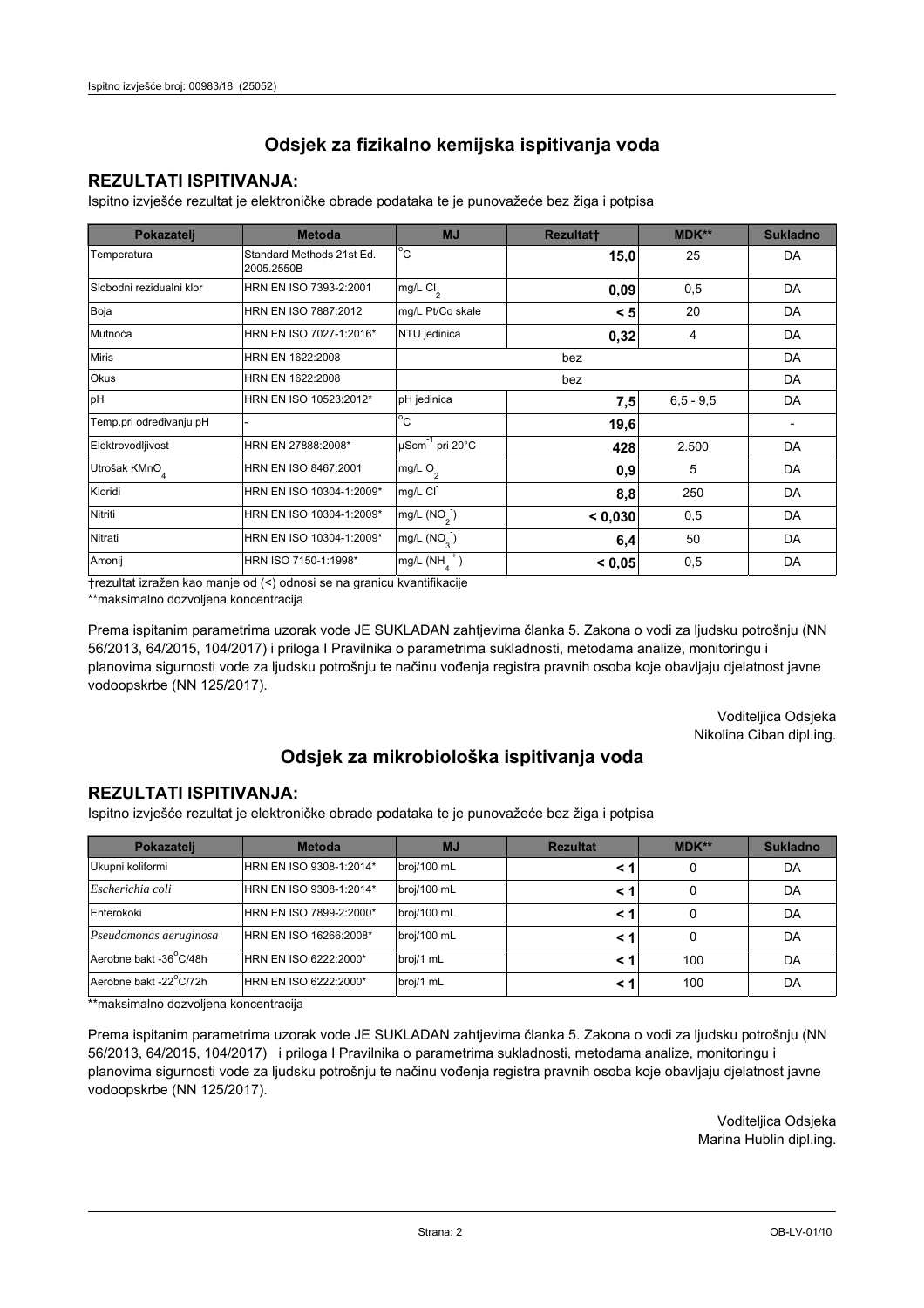# Odsjek za fizikalno kemijska ispitivanja voda

## REZULTATI ISPITIVANJA:

Ispitno izvješće rezultat je elektroničke obrade podataka te je punovažeće bez žiga i potpisa

| Pokazatelj | Metoda | MJ | Rezultat† | MDK** | Sukladno |
|---|---|---|---|---|---|
| Temperatura | Standard Methods 21st Ed. 2005.2550B | $^{o}C$ | **15,0** | 25 | DA |
| Slobodni rezidualni klor | HRN EN ISO 7393-2:2001 | mg/L $Cl_2$ | **0,09** | 0,5 | DA |
| Boja | HRN EN ISO 7887:2012 | mg/L Pt/Co skale | **< 5** | 20 | DA |
| Mutnoća | HRN EN ISO 7027-1:2016* | NTU jedinica | **0,32** | 4 | DA |
| Miris | HRN EN 1622:2008 | bez | | | DA |
| Okus | HRN EN 1622:2008 | bez | | | DA |
| pH | HRN EN ISO 10523:2012* | pH jedinica | **7,5** | 6,5 - 9,5 | DA |
| Temp.pri određivanju pH | - | $^{o}C$ | **19,6** | | - |
| Elektrovodljivost | HRN EN 27888:2008* | $\mu Scm^{-1}$ pri 20°C | **428** | 2.500 | DA |
| Utrošak $KMnO_4$ | HRN EN ISO 8467:2001 | mg/L $O_2$ | **0,9** | 5 | DA |
| Kloridi | HRN EN ISO 10304-1:2009* | mg/L $Cl^-$ | **8,8** | 250 | DA |
| Nitriti | HRN EN ISO 10304-1:2009* | mg/L ($NO_2^-$) | **< 0,030** | 0,5 | DA |
| Nitrati | HRN EN ISO 10304-1:2009* | mg/L ($NO_3^-$) | **6,4** | 50 | DA |
| Amonij | HRN ISO 7150-1:1998* | mg/L ($NH_4^+$) | **< 0,05** | 0,5 | DA |

†rezultat izražen kao manje od (<) odnosi se na granicu kvantifikacije

**maksimalno dozvoljena koncentracija

Prema ispitanim parametrima uzorak vode JE SUKLADAN zahtjevima članka 5. Zakona o vodi za ljudsku potrošnju (NN 56/2013, 64/2015, 104/2017) i priloga I Pravilnika o parametrima sukladnosti, metodama analize, monitoringu i planovima sigurnosti vode za ljudsku potrošnju te načinu vođenja registra pravnih osoba koje obavljaju djelatnost javne vodoopskrbe (NN 125/2017).

Voditeljica Odsjeka
Nikolina Ciban dipl.ing.

# Odsjek za mikrobiološka ispitivanja voda

## REZULTATI ISPITIVANJA:

Ispitno izvješće rezultat je elektroničke obrade podataka te je punovažeće bez žiga i potpisa

| Pokazatelj | Metoda | MJ | Rezultat | MDK** | Sukladno |
|---|---|---|---|---|---|
| Ukupni koliformi | HRN EN ISO 9308-1:2014* | broj/100 mL | **< 1** | 0 | DA |
| *Escherichia coli* | HRN EN ISO 9308-1:2014* | broj/100 mL | **< 1** | 0 | DA |
| Enterokoki | HRN EN ISO 7899-2:2000* | broj/100 mL | **< 1** | 0 | DA |
| *Pseudomonas aeruginosa* | HRN EN ISO 16266:2008* | broj/100 mL | **< 1** | 0 | DA |
| Aerobne bakt -36°C/48h | HRN EN ISO 6222:2000* | broj/1 mL | **< 1** | 100 | DA |
| Aerobne bakt -22°C/72h | HRN EN ISO 6222:2000* | broj/1 mL | **< 1** | 100 | DA |

**maksimalno dozvoljena koncentracija

Prema ispitanim parametrima uzorak vode JE SUKLADAN zahtjevima članka 5. Zakona o vodi za ljudsku potrošnju (NN 56/2013, 64/2015, 104/2017) i priloga I Pravilnika o parametrima sukladnosti, metodama analize, monitoringu i planovima sigurnosti vode za ljudsku potrošnju te načinu vođenja registra pravnih osoba koje obavljaju djelatnost javne vodoopskrbe (NN 125/2017).

Voditeljica Odsjeka
Marina Hublin dipl.ing.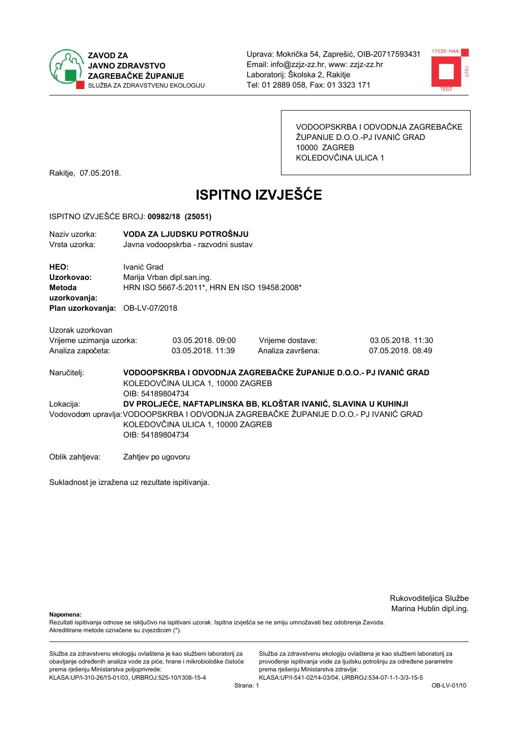ZAVOD ZA JAVNO ZDRAVSTVO ZAGREBAČKE ŽUPANIJE
SLUŽBA ZA ZDRAVSTVENU EKOLOGIJU

Uprava: Mokrička 54, Zaprešić, OIB-20717593431
Email: info@zzjz-zz.hr, www: zzjz-zz.hr
Laboratorij: Školska 2, Rakitje
Tel: 01 2889 058, Fax: 01 3323 171

VODOOPSKRBA I ODVODNJA ZAGREBAČKE ŽUPANIJE D.O.O.-PJ IVANIĆ GRAD
10000 ZAGREB
KOLEDOVČINA ULICA 1

Rakitje, 07.05.2018.

# ISPITNO IZVJEŠĆE

ISPITNO IZVJEŠĆE BROJ: **00982/18 (25051)**

Naziv uzorka: **VODA ZA LJUDSKU POTROŠNJU**
Vrsta uzorka: Javna vodoopskrba - razvodni sustav

**HEO:** Ivanić Grad
**Uzorkovao:** Marija Vrban dipl.san.ing.
**Metoda uzorkovanja:** HRN ISO 5667-5:2011*, HRN EN ISO 19458:2008*
**Plan uzorkovanja:** OB-LV-07/2018

Uzorak uzorkovan

| | | | |
|---|---|---|---|
| Vrijeme uzimanja uzorka: | 03.05.2018. 09:00 | Vrijeme dostave: | 03.05.2018. 11:30 |
| Analiza započeta: | 03.05.2018. 11:39 | Analiza završena: | 07.05.2018. 08:49 |

Naručitelj: **VODOOPSKRBA I ODVODNJA ZAGREBAČKE ŽUPANIJE D.O.O.- PJ IVANIĆ GRAD**
KOLEDOVČINA ULICA 1, 10000 ZAGREB
OIB: 54189804734

Lokacija: **DV PROLJEĆE, NAFTAPLINSKA BB, KLOŠTAR IVANIĆ, SLAVINA U KUHINJI**

Vodovodom upravlja: VODOOPSKRBA I ODVODNJA ZAGREBAČKE ŽUPANIJE D.O.O.- PJ IVANIĆ GRAD
KOLEDOVČINA ULICA 1, 10000 ZAGREB
OIB: 54189804734

Oblik zahtjeva: Zahtjev po ugovoru

Sukladnost je izražena uz rezultate ispitivanja.

Rukovoditeljica Službe
Marina Hublin dipl.ing.

**Napomena:**
Rezultati ispitivanja odnose se isključivo na ispitivani uzorak. Ispitna izvješća se ne smiju umnožavati bez odobrenja Zavoda.
Akreditirane metode označene su zvjezdicom (*).

Služba za zdravstvenu ekologiju ovlaštena je kao službeni laboratorij za obavljanje određenih analiza vode za piće, hrane i mikrobiološke čistoće prema rješenju Ministarstva poljoprivrede:
KLASA:UP/I-310-26/15-01/03, URBROJ:525-10/1308-15-4

Služba za zdravstvenu ekologiju ovlaštena je kao službeni laboratorij za provođenje ispitivanja vode za ljudsku potrošnju za određene parametre prema rješenju Ministarstva zdravlja:
KLASA:UP/I-541-02/14-03/04, URBROJ:534-07-1-1-3/3-15-5

OB-LV-01/10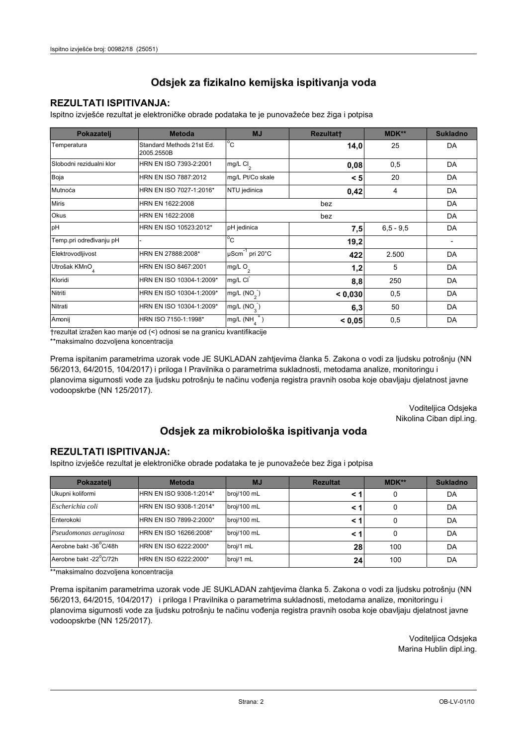# Odsjek za fizikalno kemijska ispitivanja voda

## REZULTATI ISPITIVANJA:

Ispitno izvješće rezultat je elektroničke obrade podataka te je punovažeće bez žiga i potpisa

| Pokazatelj | Metoda | MJ | Rezultat† | MDK** | Sukladno |
|---|---|---|---|---|---|
| Temperatura | Standard Methods 21st Ed. 2005.2550B | $^{o}C$ | **14,0** | 25 | DA |
| Slobodni rezidualni klor | HRN EN ISO 7393-2:2001 | mg/L $Cl_2$ | **0,08** | 0,5 | DA |
| Boja | HRN EN ISO 7887:2012 | mg/L Pt/Co skale | **< 5** | 20 | DA |
| Mutnoća | HRN EN ISO 7027-1:2016* | NTU jedinica | **0,42** | 4 | DA |
| Miris | HRN EN 1622:2008 | bez | | | DA |
| Okus | HRN EN 1622:2008 | bez | | | DA |
| pH | HRN EN ISO 10523:2012* | pH jedinica | **7,5** | 6,5 - 9,5 | DA |
| Temp.pri određivanju pH | - | $^{o}C$ | **19,2** | | - |
| Elektrovodljivost | HRN EN 27888:2008* | $\mu Scm^{-1}$ pri 20°C | **422** | 2.500 | DA |
| Utrošak $KMnO_4$ | HRN EN ISO 8467:2001 | mg/L $O_2$ | **1,2** | 5 | DA |
| Kloridi | HRN EN ISO 10304-1:2009* | mg/L $Cl^-$ | **8,8** | 250 | DA |
| Nitriti | HRN EN ISO 10304-1:2009* | mg/L ($NO_2^-$) | **< 0,030** | 0,5 | DA |
| Nitrati | HRN EN ISO 10304-1:2009* | mg/L ($NO_3^-$) | **6,3** | 50 | DA |
| Amonij | HRN ISO 7150-1:1998* | mg/L ($NH_4^+$) | **< 0,05** | 0,5 | DA |

†rezultat izražen kao manje od (<) odnosi se na granicu kvantifikacije

**maksimalno dozvoljena koncentracija

Prema ispitanim parametrima uzorak vode JE SUKLADAN zahtjevima članka 5. Zakona o vodi za ljudsku potrošnju (NN 56/2013, 64/2015, 104/2017) i priloga I Pravilnika o parametrima sukladnosti, metodama analize, monitoringu i planovima sigurnosti vode za ljudsku potrošnju te načinu vođenja registra pravnih osoba koje obavljaju djelatnost javne vodoopskrbe (NN 125/2017).

Voditeljica Odsjeka
Nikolina Ciban dipl.ing.

# Odsjek za mikrobiološka ispitivanja voda

## REZULTATI ISPITIVANJA:

Ispitno izvješće rezultat je elektroničke obrade podataka te je punovažeće bez žiga i potpisa

| Pokazatelj | Metoda | MJ | Rezultat | MDK** | Sukladno |
|---|---|---|---|---|---|
| Ukupni koliformi | HRN EN ISO 9308-1:2014* | broj/100 mL | **< 1** | 0 | DA |
| *Escherichia coli* | HRN EN ISO 9308-1:2014* | broj/100 mL | **< 1** | 0 | DA |
| Enterokoki | HRN EN ISO 7899-2:2000* | broj/100 mL | **< 1** | 0 | DA |
| *Pseudomonas aeruginosa* | HRN EN ISO 16266:2008* | broj/100 mL | **< 1** | 0 | DA |
| Aerobne bakt -36°C/48h | HRN EN ISO 6222:2000* | broj/1 mL | **28** | 100 | DA |
| Aerobne bakt -22°C/72h | HRN EN ISO 6222:2000* | broj/1 mL | **24** | 100 | DA |

**maksimalno dozvoljena koncentracija

Prema ispitanim parametrima uzorak vode JE SUKLADAN zahtjevima članka 5. Zakona o vodi za ljudsku potrošnju (NN 56/2013, 64/2015, 104/2017) i priloga I Pravilnika o parametrima sukladnosti, metodama analize, monitoringu i planovima sigurnosti vode za ljudsku potrošnju te načinu vođenja registra pravnih osoba koje obavljaju djelatnost javne vodoopskrbe (NN 125/2017).

Voditeljica Odsjeka
Marina Hublin dipl.ing.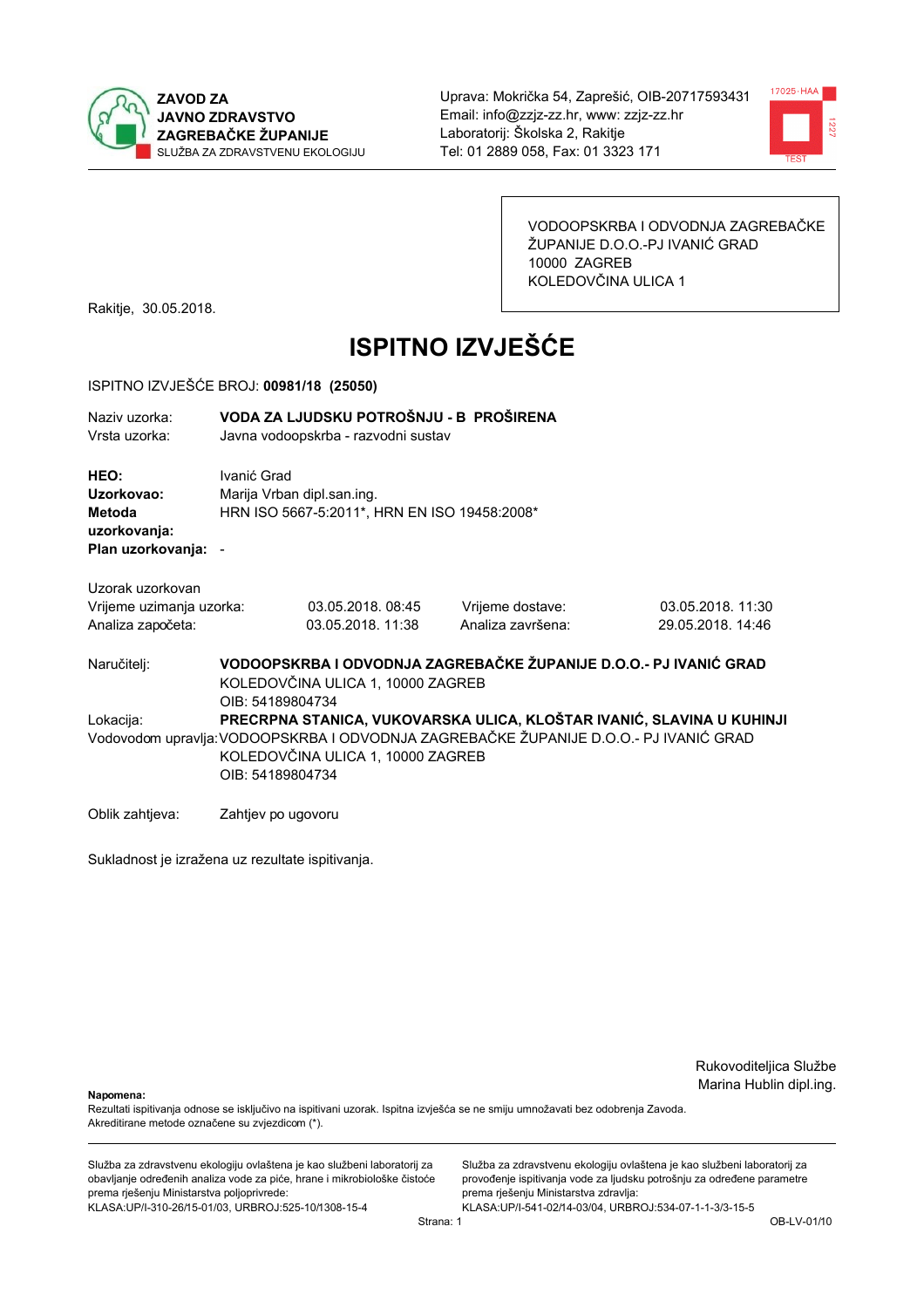**ZAVOD ZA JAVNO ZDRAVSTVO ZAGREBAČKE ŽUPANIJE**
SLUŽBA ZA ZDRAVSTVENU EKOLOGIJU

Uprava: Mokrička 54, Zaprešić, OIB-20717593431
Email: info@zzjz-zz.hr, www: zzjz-zz.hr
Laboratorij: Školska 2, Rakitje
Tel: 01 2889 058, Fax: 01 3323 171

VODOOPSKRBA I ODVODNJA ZAGREBAČKE ŽUPANIJE D.O.O.-PJ IVANIĆ GRAD
10000 ZAGREB
KOLEDOVČINA ULICA 1

Rakitje, 30.05.2018.

# ISPITNO IZVJEŠĆE

ISPITNO IZVJEŠĆE BROJ: **00981/18 (25050)**

Naziv uzorka: **VODA ZA LJUDSKU POTROŠNJU - B PROŠIRENA**
Vrsta uzorka: Javna vodoopskrba - razvodni sustav

**HEO:** Ivanić Grad
**Uzorkovao:** Marija Vrban dipl.san.ing.
**Metoda uzorkovanja:** HRN ISO 5667-5:2011*, HRN EN ISO 19458:2008*
**Plan uzorkovanja:** -

Uzorak uzorkovan

| | | | |
|---|---|---|---|
| Vrijeme uzimanja uzorka: | 03.05.2018. 08:45 | Vrijeme dostave: | 03.05.2018. 11:30 |
| Analiza započeta: | 03.05.2018. 11:38 | Analiza završena: | 29.05.2018. 14:46 |

Naručitelj: **VODOOPSKRBA I ODVODNJA ZAGREBAČKE ŽUPANIJE D.O.O.- PJ IVANIĆ GRAD**
KOLEDOVČINA ULICA 1, 10000 ZAGREB
OIB: 54189804734

Lokacija: **PRECRPNA STANICA, VUKOVARSKA ULICA, KLOŠTAR IVANIĆ, SLAVINA U KUHINJI**

Vodovodom upravlja: VODOOPSKRBA I ODVODNJA ZAGREBAČKE ŽUPANIJE D.O.O.- PJ IVANIĆ GRAD
KOLEDOVČINA ULICA 1, 10000 ZAGREB
OIB: 54189804734

Oblik zahtjeva: Zahtjev po ugovoru

Sukladnost je izražena uz rezultate ispitivanja.

Rukovoditeljica Službe
Marina Hublin dipl.ing.

**Napomena:**
Rezultati ispitivanja odnose se isključivo na ispitivani uzorak. Ispitna izvješća se ne smiju umnožavati bez odobrenja Zavoda.
Akreditirane metode označene su zvjezdicom (*).

Služba za zdravstvenu ekologiju ovlaštena je kao službeni laboratorij za obavljanje određenih analiza vode za piće, hrane i mikrobiološke čistoće prema rješenju Ministarstva poljoprivrede:
KLASA:UP/I-310-26/15-01/03, URBROJ:525-10/1308-15-4

Služba za zdravstvenu ekologiju ovlaštena je kao službeni laboratorij za provođenje ispitivanja vode za ljudsku potrošnju za određene parametre prema rješenju Ministarstva zdravlja:
KLASA:UP/I-541-02/14-03/04, URBROJ:534-07-1-1-3/3-15-5

OB-LV-01/10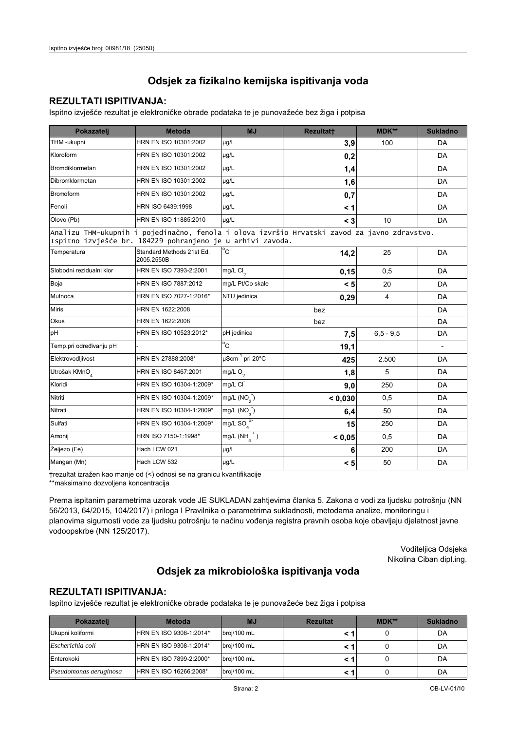## Odsjek za fizikalno kemijska ispitivanja voda

### REZULTATI ISPITIVANJA:

Ispitno izvješće rezultat je elektroničke obrade podataka te je punovažeće bez žiga i potpisa

| Pokazatelj | Metoda | MJ | Rezultat† | MDK** | Sukladno |
|---|---|---|---|---|---|
| THM -ukupni | HRN EN ISO 10301:2002 | μg/L | **3,9** | 100 | DA |
| Kloroform | HRN EN ISO 10301:2002 | μg/L | **0,2** | | DA |
| Bromdiklormetan | HRN EN ISO 10301:2002 | μg/L | **1,4** | | DA |
| Dibromklormetan | HRN EN ISO 10301:2002 | μg/L | **1,6** | | DA |
| Bromoform | HRN EN ISO 10301:2002 | μg/L | **0,7** | | DA |
| Fenoli | HRN ISO 6439:1998 | μg/L | **< 1** | | DA |
| Olovo (Pb) | HRN EN ISO 11885:2010 | μg/L | **< 3** | 10 | DA |
| Analizu THM-ukupnih i pojedinačno, fenola i olova izvršio Hrvatski zavod za javno zdravstvo. Ispitno izvješće br. 184229 pohranjeno je u arhivi Zavoda. | | | | | |
| Temperatura | Standard Methods 21st Ed. 2005.2550B | °C | **14,2** | 25 | DA |
| Slobodni rezidualni klor | HRN EN ISO 7393-2:2001 | mg/L $Cl_2$ | **0,15** | 0,5 | DA |
| Boja | HRN EN ISO 7887:2012 | mg/L Pt/Co skale | **< 5** | 20 | DA |
| Mutnoća | HRN EN ISO 7027-1:2016* | NTU jedinica | **0,29** | 4 | DA |
| Miris | HRN EN 1622:2008 | | bez | | DA |
| Okus | HRN EN 1622:2008 | | bez | | DA |
| pH | HRN EN ISO 10523:2012* | pH jedinica | **7,5** | 6,5 - 9,5 | DA |
| Temp.pri određivanju pH | - | °C | **19,1** | | - |
| Elektrovodljivost | HRN EN 27888:2008* | $\mu Scm^{-1}$ pri 20°C | **425** | 2.500 | DA |
| Utrošak $KMnO_4$ | HRN EN ISO 8467:2001 | mg/L $O_2$ | **1,8** | 5 | DA |
| Kloridi | HRN EN ISO 10304-1:2009* | mg/L $Cl^-$ | **9,0** | 250 | DA |
| Nitriti | HRN EN ISO 10304-1:2009* | mg/L ($NO_2^-$) | **< 0,030** | 0,5 | DA |
| Nitrati | HRN EN ISO 10304-1:2009* | mg/L ($NO_3^-$) | **6,4** | 50 | DA |
| Sulfati | HRN EN ISO 10304-1:2009* | mg/L $SO_4^{2-}$ | **15** | 250 | DA |
| Amonij | HRN ISO 7150-1:1998* | mg/L ($NH_4^+$) | **< 0,05** | 0,5 | DA |
| Željezo (Fe) | Hach LCW 021 | μg/L | **6** | 200 | DA |
| Mangan (Mn) | Hach LCW 532 | μg/L | **< 5** | 50 | DA |

†rezultat izražen kao manje od (<) odnosi se na granicu kvantifikacije

**maksimalno dozvoljena koncentracija

Prema ispitanim parametrima uzorak vode JE SUKLADAN zahtjevima članka 5. Zakona o vodi za ljudsku potrošnju (NN 56/2013, 64/2015, 104/2017) i priloga I Pravilnika o parametrima sukladnosti, metodama analize, monitoringu i planovima sigurnosti vode za ljudsku potrošnju te načinu vođenja registra pravnih osoba koje obavljaju djelatnost javne vodoopskrbe (NN 125/2017).

Voditeljica Odsjeka
Nikolina Ciban dipl.ing.

## Odsjek za mikrobiološka ispitivanja voda

### REZULTATI ISPITIVANJA:

Ispitno izvješće rezultat je elektroničke obrade podataka te je punovažeće bez žiga i potpisa

| Pokazatelj | Metoda | MJ | Rezultat | MDK** | Sukladno |
|---|---|---|---|---|---|
| Ukupni koliformi | HRN EN ISO 9308-1:2014* | broj/100 mL | **< 1** | 0 | DA |
| *Escherichia coli* | HRN EN ISO 9308-1:2014* | broj/100 mL | **< 1** | 0 | DA |
| Enterokoki | HRN EN ISO 7899-2:2000* | broj/100 mL | **< 1** | 0 | DA |
| *Pseudomonas aeruginosa* | HRN EN ISO 16266:2008* | broj/100 mL | **< 1** | 0 | DA |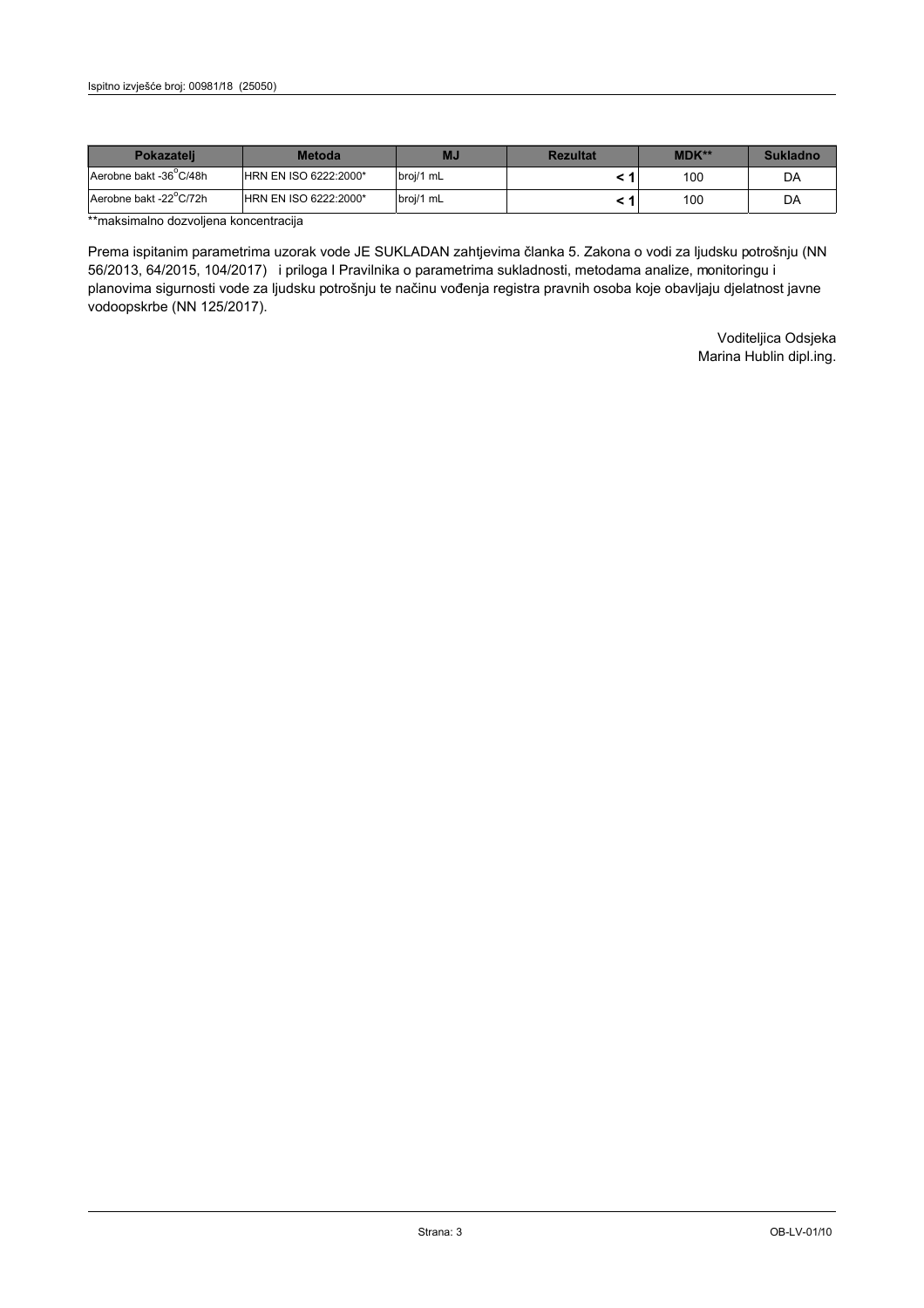| Pokazatelj | Metoda | MJ | Rezultat | MDK** | Sukladno |
|---|---|---|---|---|---|
| Aerobne bakt -36°C/48h | HRN EN ISO 6222:2000* | broj/1 mL | **< 1** | 100 | DA |
| Aerobne bakt -22°C/72h | HRN EN ISO 6222:2000* | broj/1 mL | **< 1** | 100 | DA |

**maksimalno dozvoljena koncentracija

Prema ispitanim parametrima uzorak vode JE SUKLADAN zahtjevima članka 5. Zakona o vodi za ljudsku potrošnju (NN 56/2013, 64/2015, 104/2017) i priloga I Pravilnika o parametrima sukladnosti, metodama analize, monitoringu i planovima sigurnosti vode za ljudsku potrošnju te načinu vođenja registra pravnih osoba koje obavljaju djelatnost javne vodoopskrbe (NN 125/2017).

Voditeljica Odsjeka
Marina Hublin dipl.ing.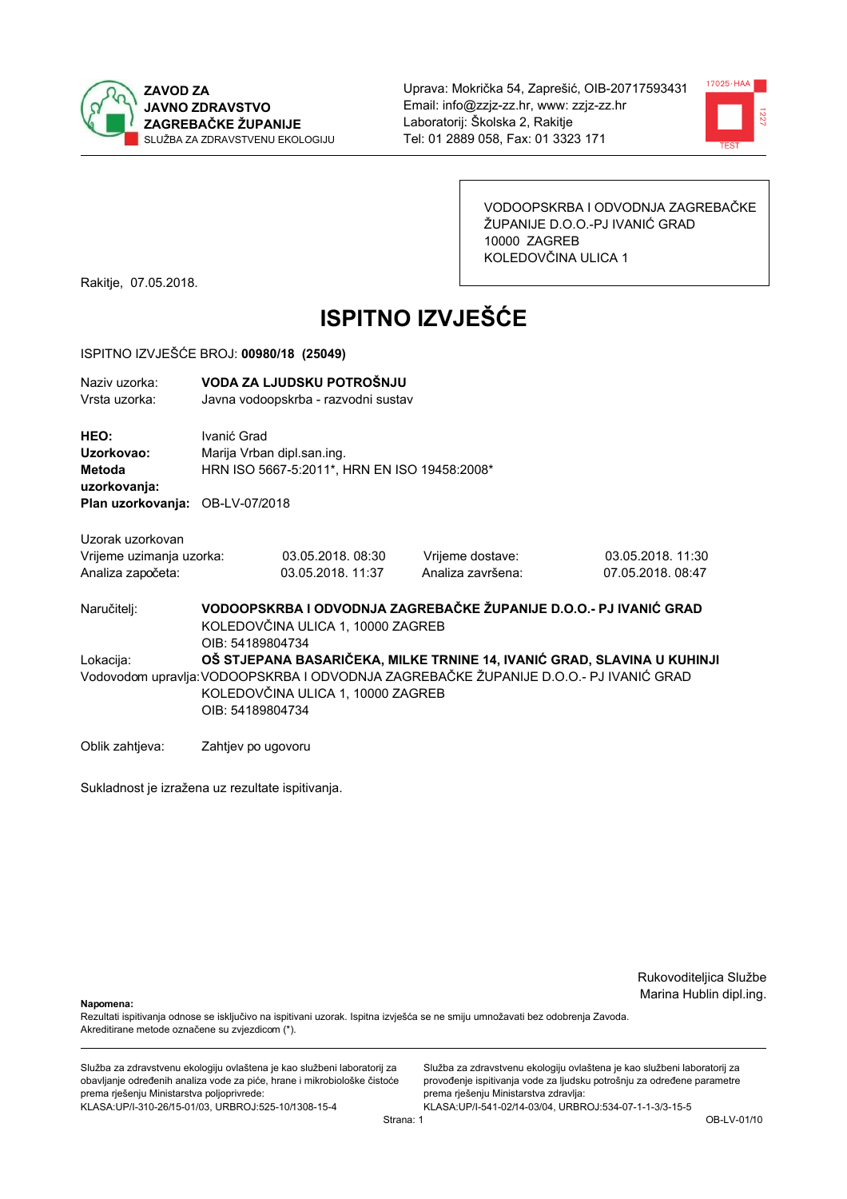ZAVOD ZA JAVNO ZDRAVSTVO ZAGREBAČKE ŽUPANIJE
SLUŽBA ZA ZDRAVSTVENU EKOLOGIJU

Uprava: Mokrička 54, Zaprešić, OIB-20717593431
Email: info@zzjz-zz.hr, www: zzjz-zz.hr
Laboratorij: Školska 2, Rakitje
Tel: 01 2889 058, Fax: 01 3323 171

VODOOPSKRBA I ODVODNJA ZAGREBAČKE ŽUPANIJE D.O.O.-PJ IVANIĆ GRAD
10000 ZAGREB
KOLEDOVČINA ULICA 1

Rakitje, 07.05.2018.

# ISPITNO IZVJEŠĆE

ISPITNO IZVJEŠĆE BROJ: **00980/18 (25049)**

| | |
|---|---|
| Naziv uzorka: | **VODA ZA LJUDSKU POTROŠNJU** |
| Vrsta uzorka: | Javna vodoopskrba - razvodni sustav |

| | |
|---|---|
| **HEO:** | Ivanić Grad |
| **Uzorkovao:** | Marija Vrban dipl.san.ing. |
| **Metoda uzorkovanja:** | HRN ISO 5667-5:2011*, HRN EN ISO 19458:2008* |
| **Plan uzorkovanja:** | OB-LV-07/2018 |

Uzorak uzorkovan

| | | | |
|---|---|---|---|
| Vrijeme uzimanja uzorka: | 03.05.2018. 08:30 | Vrijeme dostave: | 03.05.2018. 11:30 |
| Analiza započeta: | 03.05.2018. 11:37 | Analiza završena: | 07.05.2018. 08:47 |

Naručitelj: **VODOOPSKRBA I ODVODNJA ZAGREBAČKE ŽUPANIJE D.O.O.- PJ IVANIĆ GRAD**
KOLEDOVČINA ULICA 1, 10000 ZAGREB
OIB: 54189804734

Lokacija: **OŠ STJEPANA BASARIČEKA, MILKE TRNINE 14, IVANIĆ GRAD, SLAVINA U KUHINJI**

Vodovodom upravlja: VODOOPSKRBA I ODVODNJA ZAGREBAČKE ŽUPANIJE D.O.O.- PJ IVANIĆ GRAD
KOLEDOVČINA ULICA 1, 10000 ZAGREB
OIB: 54189804734

Oblik zahtjeva: Zahtjev po ugovoru

Sukladnost je izražena uz rezultate ispitivanja.

Rukovoditeljica Službe
Marina Hublin dipl.ing.

**Napomena:**
Rezultati ispitivanja odnose se isključivo na ispitivani uzorak. Ispitna izvješća se ne smiju umnožavati bez odobrenja Zavoda.
Akreditirane metode označene su zvjezdicom (*).

Služba za zdravstvenu ekologiju ovlaštena je kao službeni laboratorij za obavljanje određenih analiza vode za piće, hrane i mikrobiološke čistoće prema rješenju Ministarstva poljoprivrede:
KLASA:UP/I-310-26/15-01/03, URBROJ:525-10/1308-15-4

Služba za zdravstvenu ekologiju ovlaštena je kao službeni laboratorij za provođenje ispitivanja vode za ljudsku potrošnju za određene parametre prema rješenju Ministarstva zdravlja:
KLASA:UP/I-541-02/14-03/04, URBROJ:534-07-1-1-3/3-15-5

OB-LV-01/10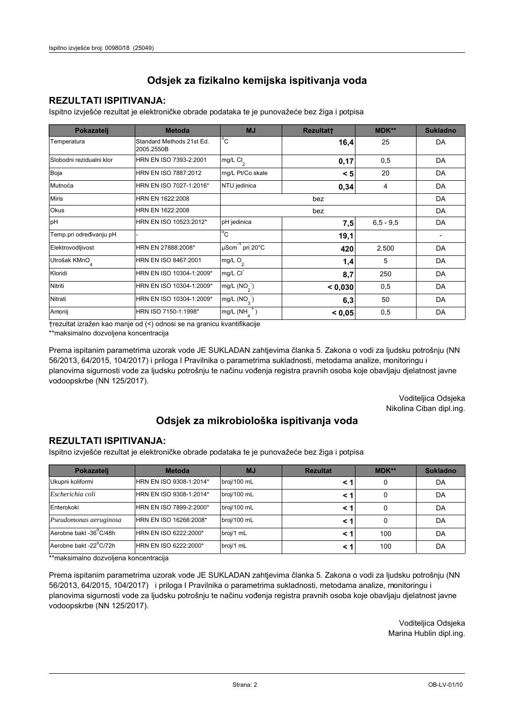## Odsjek za fizikalno kemijska ispitivanja voda

### REZULTATI ISPITIVANJA:

Ispitno izvješće rezultat je elektroničke obrade podataka te je punovažeće bez žiga i potpisa

| Pokazatelj | Metoda | MJ | Rezultat† | MDK** | Sukladno |
|---|---|---|---|---|---|
| Temperatura | Standard Methods 21st Ed. 2005.2550B | °C | 16,4 | 25 | DA |
| Slobodni rezidualni klor | HRN EN ISO 7393-2:2001 | mg/L $Cl_2$ | 0,17 | 0,5 | DA |
| Boja | HRN EN ISO 7887:2012 | mg/L Pt/Co skale | < 5 | 20 | DA |
| Mutnoća | HRN EN ISO 7027-1:2016* | NTU jedinica | 0,34 | 4 | DA |
| Miris | HRN EN 1622:2008 | bez | | | DA |
| Okus | HRN EN 1622:2008 | bez | | | DA |
| pH | HRN EN ISO 10523:2012* | pH jedinica | 7,5 | 6,5 - 9,5 | DA |
| Temp.pri određivanju pH | - | °C | 19,1 | | - |
| Elektrovodljivost | HRN EN 27888:2008* | $\mu Scm^{-1}$ pri 20°C | 420 | 2.500 | DA |
| Utrošak $KMnO_4$ | HRN EN ISO 8467:2001 | mg/L $O_2$ | 1,4 | 5 | DA |
| Kloridi | HRN EN ISO 10304-1:2009* | mg/L $Cl^-$ | 8,7 | 250 | DA |
| Nitriti | HRN EN ISO 10304-1:2009* | mg/L ($NO_2^-$) | < 0,030 | 0,5 | DA |
| Nitrati | HRN EN ISO 10304-1:2009* | mg/L ($NO_3^-$) | 6,3 | 50 | DA |
| Amonij | HRN ISO 7150-1:1998* | mg/L ($NH_4^+$) | < 0,05 | 0,5 | DA |

†rezultat izražen kao manje od (<) odnosi se na granicu kvantifikacije

**maksimalno dozvoljena koncentracija

Prema ispitanim parametrima uzorak vode JE SUKLADAN zahtjevima članka 5. Zakona o vodi za ljudsku potrošnju (NN 56/2013, 64/2015, 104/2017) i priloga I Pravilnika o parametrima sukladnosti, metodama analize, monitoringu i planovima sigurnosti vode za ljudsku potrošnju te načinu vođenja registra pravnih osoba koje obavljaju djelatnost javne vodoopskrbe (NN 125/2017).

Voditeljica Odsjeka
Nikolina Ciban dipl.ing.

## Odsjek za mikrobiološka ispitivanja voda

### REZULTATI ISPITIVANJA:

Ispitno izvješće rezultat je elektroničke obrade podataka te je punovažeće bez žiga i potpisa

| Pokazatelj | Metoda | MJ | Rezultat | MDK** | Sukladno |
|---|---|---|---|---|---|
| Ukupni koliformi | HRN EN ISO 9308-1:2014* | broj/100 mL | < 1 | 0 | DA |
| *Escherichia coli* | HRN EN ISO 9308-1:2014* | broj/100 mL | < 1 | 0 | DA |
| Enterokoki | HRN EN ISO 7899-2:2000* | broj/100 mL | < 1 | 0 | DA |
| *Pseudomonas aeruginosa* | HRN EN ISO 16266:2008* | broj/100 mL | < 1 | 0 | DA |
| Aerobne bakt -36°C/48h | HRN EN ISO 6222:2000* | broj/1 mL | < 1 | 100 | DA |
| Aerobne bakt -22°C/72h | HRN EN ISO 6222:2000* | broj/1 mL | < 1 | 100 | DA |

**maksimalno dozvoljena koncentracija

Prema ispitanim parametrima uzorak vode JE SUKLADAN zahtjevima članka 5. Zakona o vodi za ljudsku potrošnju (NN 56/2013, 64/2015, 104/2017) i priloga I Pravilnika o parametrima sukladnosti, metodama analize, monitoringu i planovima sigurnosti vode za ljudsku potrošnju te načinu vođenja registra pravnih osoba koje obavljaju djelatnost javne vodoopskrbe (NN 125/2017).

Voditeljica Odsjeka
Marina Hublin dipl.ing.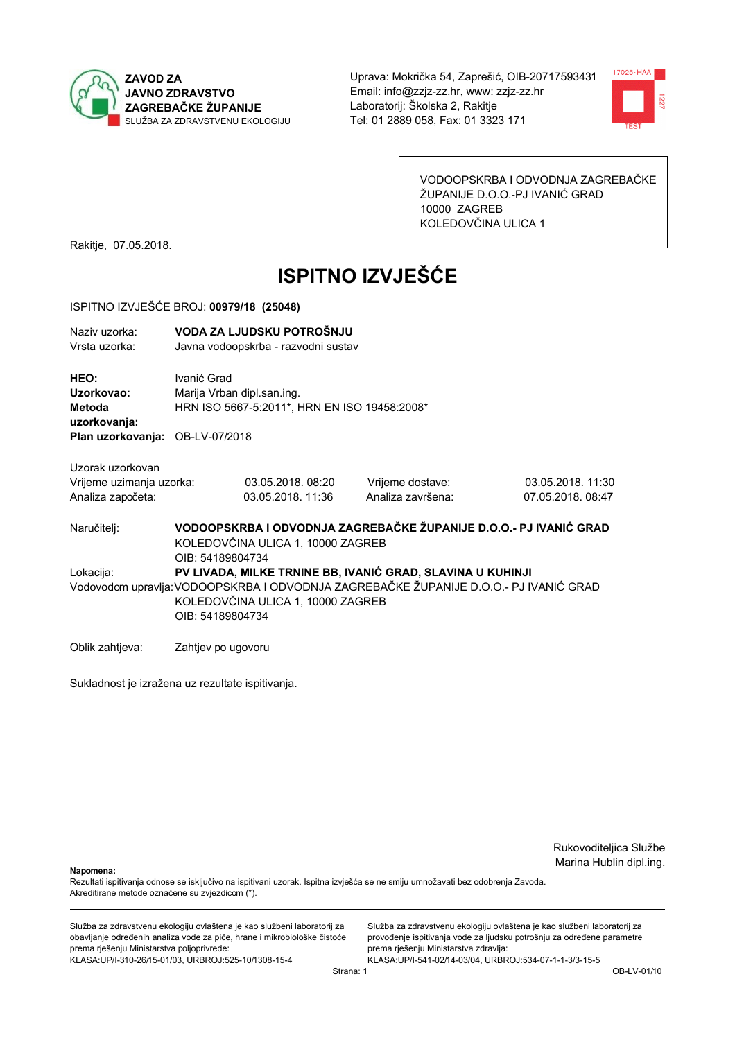**ZAVOD ZA JAVNO ZDRAVSTVO ZAGREBAČKE ŽUPANIJE**
SLUŽBA ZA ZDRAVSTVENU EKOLOGIJU

Uprava: Mokrička 54, Zaprešić, OIB-20717593431
Email: info@zzjz-zz.hr, www: zzjz-zz.hr
Laboratorij: Školska 2, Rakitje
Tel: 01 2889 058, Fax: 01 3323 171

VODOOPSKRBA I ODVODNJA ZAGREBAČKE ŽUPANIJE D.O.O.-PJ IVANIĆ GRAD
10000 ZAGREB
KOLEDOVČINA ULICA 1

Rakitje, 07.05.2018.

# ISPITNO IZVJEŠĆE

ISPITNO IZVJEŠĆE BROJ: **00979/18 (25048)**

Naziv uzorka: **VODA ZA LJUDSKU POTROŠNJU**
Vrsta uzorka: Javna vodoopskrba - razvodni sustav

**HEO:** Ivanić Grad
**Uzorkovao:** Marija Vrban dipl.san.ing.
**Metoda uzorkovanja:** HRN ISO 5667-5:2011*, HRN EN ISO 19458:2008*
**Plan uzorkovanja:** OB-LV-07/2018

Uzorak uzorkovan

| | | | |
|---|---|---|---|
| Vrijeme uzimanja uzorka: | 03.05.2018. 08:20 | Vrijeme dostave: | 03.05.2018. 11:30 |
| Analiza započeta: | 03.05.2018. 11:36 | Analiza završena: | 07.05.2018. 08:47 |

Naručitelj: **VODOOPSKRBA I ODVODNJA ZAGREBAČKE ŽUPANIJE D.O.O.- PJ IVANIĆ GRAD**
KOLEDOVČINA ULICA 1, 10000 ZAGREB
OIB: 54189804734

Lokacija: **PV LIVADA, MILKE TRNINE BB, IVANIĆ GRAD, SLAVINA U KUHINJI**

Vodovodom upravlja: VODOOPSKRBA I ODVODNJA ZAGREBAČKE ŽUPANIJE D.O.O.- PJ IVANIĆ GRAD
KOLEDOVČINA ULICA 1, 10000 ZAGREB
OIB: 54189804734

Oblik zahtjeva: Zahtjev po ugovoru

Sukladnost je izražena uz rezultate ispitivanja.

Rukovoditeljica Službe
Marina Hublin dipl.ing.

**Napomena:**
Rezultati ispitivanja odnose se isključivo na ispitivani uzorak. Ispitna izvješća se ne smiju umnožavati bez odobrenja Zavoda.
Akreditirane metode označene su zvjezdicom (*).

Služba za zdravstvenu ekologiju ovlaštena je kao službeni laboratorij za obavljanje određenih analiza vode za piće, hrane i mikrobiološke čistoće prema rješenju Ministarstva poljoprivrede:
KLASA:UP/I-310-26/15-01/03, URBROJ:525-10/1308-15-4

Služba za zdravstvenu ekologiju ovlaštena je kao službeni laboratorij za provođenje ispitivanja vode za ljudsku potrošnju za određene parametre prema rješenju Ministarstva zdravlja:
KLASA:UP/I-541-02/14-03/04, URBROJ:534-07-1-1-3/3-15-5

OB-LV-01/10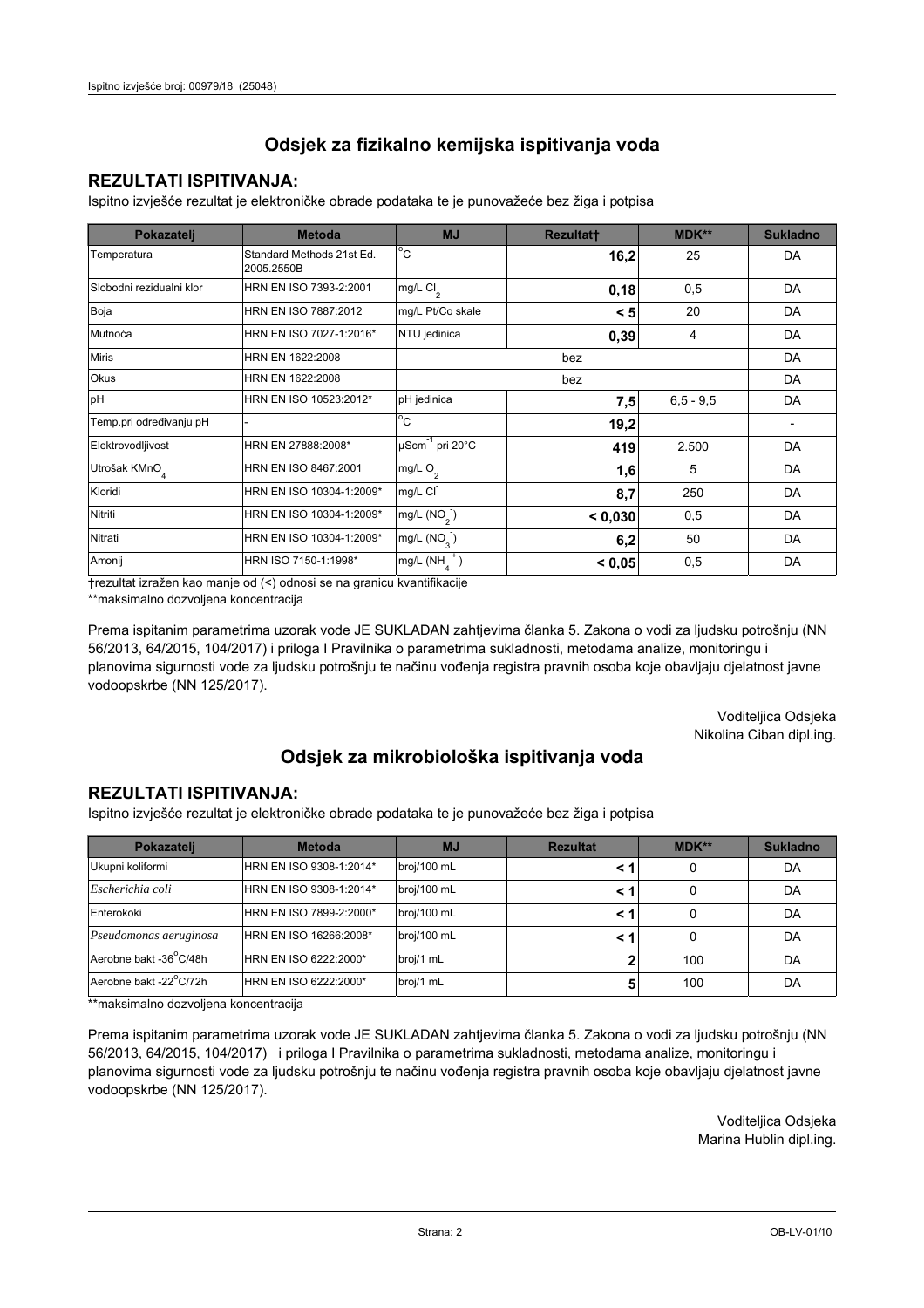## Odsjek za fizikalno kemijska ispitivanja voda

### REZULTATI ISPITIVANJA:

Ispitno izvješće rezultat je elektroničke obrade podataka te je punovažeće bez žiga i potpisa

| Pokazatelj | Metoda | MJ | Rezultat† | MDK** | Sukladno |
|---|---|---|---|---|---|
| Temperatura | Standard Methods 21st Ed. 2005.2550B | °C | **16,2** | 25 | DA |
| Slobodni rezidualni klor | HRN EN ISO 7393-2:2001 | mg/L $Cl_2$ | **0,18** | 0,5 | DA |
| Boja | HRN EN ISO 7887:2012 | mg/L Pt/Co skale | **< 5** | 20 | DA |
| Mutnoća | HRN EN ISO 7027-1:2016* | NTU jedinica | **0,39** | 4 | DA |
| Miris | HRN EN 1622:2008 | bez | | | DA |
| Okus | HRN EN 1622:2008 | bez | | | DA |
| pH | HRN EN ISO 10523:2012* | pH jedinica | **7,5** | 6,5 - 9,5 | DA |
| Temp.pri određivanju pH | - | °C | **19,2** | | - |
| Elektrovodljivost | HRN EN 27888:2008* | $\mu Scm^{-1}$ pri 20°C | **419** | 2.500 | DA |
| Utrošak $KMnO_4$ | HRN EN ISO 8467:2001 | mg/L $O_2$ | **1,6** | 5 | DA |
| Kloridi | HRN EN ISO 10304-1:2009* | mg/L $Cl^-$ | **8,7** | 250 | DA |
| Nitriti | HRN EN ISO 10304-1:2009* | mg/L ($NO_2^-$) | **< 0,030** | 0,5 | DA |
| Nitrati | HRN EN ISO 10304-1:2009* | mg/L ($NO_3^-$) | **6,2** | 50 | DA |
| Amonij | HRN ISO 7150-1:1998* | mg/L ($NH_4^+$) | **< 0,05** | 0,5 | DA |

†rezultat izražen kao manje od (<) odnosi se na granicu kvantifikacije

**maksimalno dozvoljena koncentracija

Prema ispitanim parametrima uzorak vode JE SUKLADAN zahtjevima članka 5. Zakona o vodi za ljudsku potrošnju (NN 56/2013, 64/2015, 104/2017) i priloga I Pravilnika o parametrima sukladnosti, metodama analize, monitoringu i planovima sigurnosti vode za ljudsku potrošnju te načinu vođenja registra pravnih osoba koje obavljaju djelatnost javne vodoopskrbe (NN 125/2017).

Voditeljica Odsjeka
Nikolina Ciban dipl.ing.

## Odsjek za mikrobiološka ispitivanja voda

### REZULTATI ISPITIVANJA:

Ispitno izvješće rezultat je elektroničke obrade podataka te je punovažeće bez žiga i potpisa

| Pokazatelj | Metoda | MJ | Rezultat | MDK** | Sukladno |
|---|---|---|---|---|---|
| Ukupni koliformi | HRN EN ISO 9308-1:2014* | broj/100 mL | **< 1** | 0 | DA |
| *Escherichia coli* | HRN EN ISO 9308-1:2014* | broj/100 mL | **< 1** | 0 | DA |
| Enterokoki | HRN EN ISO 7899-2:2000* | broj/100 mL | **< 1** | 0 | DA |
| *Pseudomonas aeruginosa* | HRN EN ISO 16266:2008* | broj/100 mL | **< 1** | 0 | DA |
| Aerobne bakt -36°C/48h | HRN EN ISO 6222:2000* | broj/1 mL | **2** | 100 | DA |
| Aerobne bakt -22°C/72h | HRN EN ISO 6222:2000* | broj/1 mL | **5** | 100 | DA |

**maksimalno dozvoljena koncentracija

Prema ispitanim parametrima uzorak vode JE SUKLADAN zahtjevima članka 5. Zakona o vodi za ljudsku potrošnju (NN 56/2013, 64/2015, 104/2017) i priloga I Pravilnika o parametrima sukladnosti, metodama analize, monitoringu i planovima sigurnosti vode za ljudsku potrošnju te načinu vođenja registra pravnih osoba koje obavljaju djelatnost javne vodoopskrbe (NN 125/2017).

Voditeljica Odsjeka
Marina Hublin dipl.ing.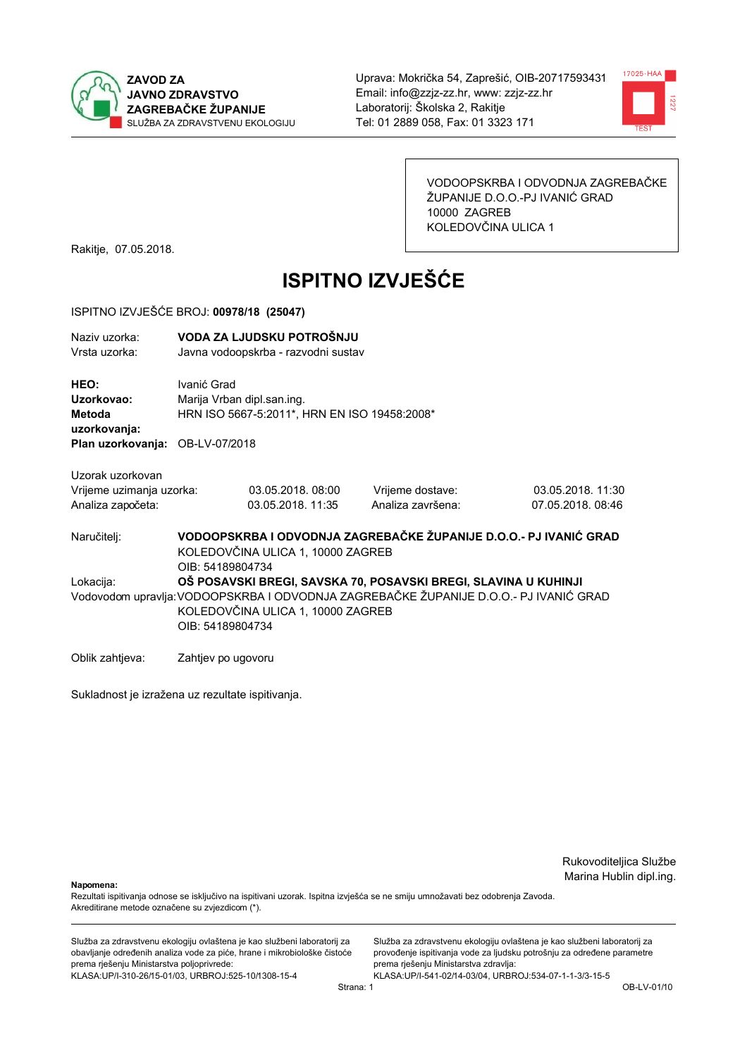**ZAVOD ZA JAVNO ZDRAVSTVO ZAGREBAČKE ŽUPANIJE**
SLUŽBA ZA ZDRAVSTVENU EKOLOGIJU

Uprava: Mokrička 54, Zaprešić, OIB-20717593431
Email: info@zzjz-zz.hr, www: zzjz-zz.hr
Laboratorij: Školska 2, Rakitje
Tel: 01 2889 058, Fax: 01 3323 171

VODOOPSKRBA I ODVODNJA ZAGREBAČKE ŽUPANIJE D.O.O.-PJ IVANIĆ GRAD
10000 ZAGREB
KOLEDOVČINA ULICA 1

Rakitje, 07.05.2018.

# ISPITNO IZVJEŠĆE

ISPITNO IZVJEŠĆE BROJ: **00978/18 (25047)**

Naziv uzorka: **VODA ZA LJUDSKU POTROŠNJU**
Vrsta uzorka: Javna vodoopskrba - razvodni sustav

**HEO:** Ivanić Grad
**Uzorkovao:** Marija Vrban dipl.san.ing.
**Metoda uzorkovanja:** HRN ISO 5667-5:2011*, HRN EN ISO 19458:2008*
**Plan uzorkovanja:** OB-LV-07/2018

Uzorak uzorkovan

| | | | |
|---|---|---|---|
| Vrijeme uzimanja uzorka: | 03.05.2018. 08:00 | Vrijeme dostave: | 03.05.2018. 11:30 |
| Analiza započeta: | 03.05.2018. 11:35 | Analiza završena: | 07.05.2018. 08:46 |

Naručitelj: **VODOOPSKRBA I ODVODNJA ZAGREBAČKE ŽUPANIJE D.O.O.- PJ IVANIĆ GRAD**
KOLEDOVČINA ULICA 1, 10000 ZAGREB
OIB: 54189804734

Lokacija: **OŠ POSAVSKI BREGI, SAVSKA 70, POSAVSKI BREGI, SLAVINA U KUHINJI**

Vodovodom upravlja: VODOOPSKRBA I ODVODNJA ZAGREBAČKE ŽUPANIJE D.O.O.- PJ IVANIĆ GRAD
KOLEDOVČINA ULICA 1, 10000 ZAGREB
OIB: 54189804734

Oblik zahtjeva: Zahtjev po ugovoru

Sukladnost je izražena uz rezultate ispitivanja.

Rukovoditeljica Službe
Marina Hublin dipl.ing.

**Napomena:**
Rezultati ispitivanja odnose se isključivo na ispitivani uzorak. Ispitna izvješća se ne smiju umnožavati bez odobrenja Zavoda.
Akreditirane metode označene su zvjezdicom (*).

Služba za zdravstvenu ekologiju ovlaštena je kao službeni laboratorij za obavljanje određenih analiza vode za piće, hrane i mikrobiološke čistoće prema rješenju Ministarstva poljoprivrede:
KLASA:UP/I-310-26/15-01/03, URBROJ:525-10/1308-15-4

Služba za zdravstvenu ekologiju ovlaštena je kao službeni laboratorij za provođenje ispitivanja vode za ljudsku potrošnju za određene parametre prema rješenju Ministarstva zdravlja:
KLASA:UP/I-541-02/14-03/04, URBROJ:534-07-1-1-3/3-15-5

OB-LV-01/10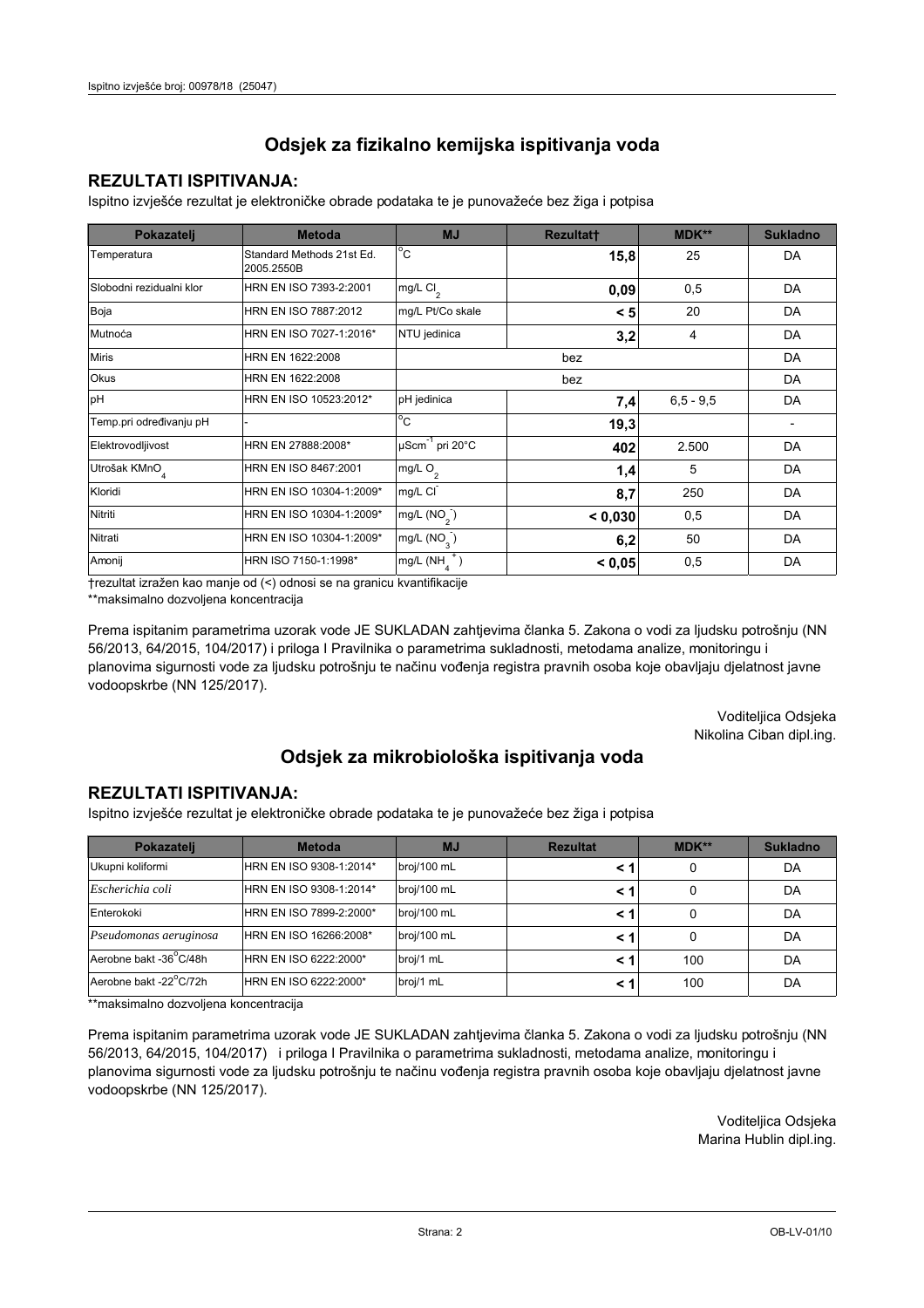## Odsjek za fizikalno kemijska ispitivanja voda

### REZULTATI ISPITIVANJA:

Ispitno izvješće rezultat je elektroničke obrade podataka te je punovažeće bez žiga i potpisa

| Pokazatelj | Metoda | MJ | Rezultat† | MDK** | Sukladno |
|---|---|---|---|---|---|
| Temperatura | Standard Methods 21st Ed. 2005.2550B | °C | **15,8** | 25 | DA |
| Slobodni rezidualni klor | HRN EN ISO 7393-2:2001 | mg/L $Cl_2$ | **0,09** | 0,5 | DA |
| Boja | HRN EN ISO 7887:2012 | mg/L Pt/Co skale | **< 5** | 20 | DA |
| Mutnoća | HRN EN ISO 7027-1:2016* | NTU jedinica | **3,2** | 4 | DA |
| Miris | HRN EN 1622:2008 | bez | | | DA |
| Okus | HRN EN 1622:2008 | bez | | | DA |
| pH | HRN EN ISO 10523:2012* | pH jedinica | **7,4** | 6,5 - 9,5 | DA |
| Temp.pri određivanju pH | - | °C | **19,3** | | - |
| Elektrovodljivost | HRN EN 27888:2008* | $\mu Scm^{-1}$ pri 20°C | **402** | 2.500 | DA |
| Utrošak $KMnO_4$ | HRN EN ISO 8467:2001 | mg/L $O_2$ | **1,4** | 5 | DA |
| Kloridi | HRN EN ISO 10304-1:2009* | mg/L $Cl^-$ | **8,7** | 250 | DA |
| Nitriti | HRN EN ISO 10304-1:2009* | mg/L ($NO_2^-$) | **< 0,030** | 0,5 | DA |
| Nitrati | HRN EN ISO 10304-1:2009* | mg/L ($NO_3^-$) | **6,2** | 50 | DA |
| Amonij | HRN ISO 7150-1:1998* | mg/L ($NH_4^+$) | **< 0,05** | 0,5 | DA |

†rezultat izražen kao manje od (<) odnosi se na granicu kvantifikacije

**maksimalno dozvoljena koncentracija

Prema ispitanim parametrima uzorak vode JE SUKLADAN zahtjevima članka 5. Zakona o vodi za ljudsku potrošnju (NN 56/2013, 64/2015, 104/2017) i priloga I Pravilnika o parametrima sukladnosti, metodama analize, monitoringu i planovima sigurnosti vode za ljudsku potrošnju te načinu vođenja registra pravnih osoba koje obavljaju djelatnost javne vodoopskrbe (NN 125/2017).

Voditeljica Odsjeka
Nikolina Ciban dipl.ing.

## Odsjek za mikrobiološka ispitivanja voda

### REZULTATI ISPITIVANJA:

Ispitno izvješće rezultat je elektroničke obrade podataka te je punovažeće bez žiga i potpisa

| Pokazatelj | Metoda | MJ | Rezultat | MDK** | Sukladno |
|---|---|---|---|---|---|
| Ukupni koliformi | HRN EN ISO 9308-1:2014* | broj/100 mL | **< 1** | 0 | DA |
| *Escherichia coli* | HRN EN ISO 9308-1:2014* | broj/100 mL | **< 1** | 0 | DA |
| Enterokoki | HRN EN ISO 7899-2:2000* | broj/100 mL | **< 1** | 0 | DA |
| *Pseudomonas aeruginosa* | HRN EN ISO 16266:2008* | broj/100 mL | **< 1** | 0 | DA |
| Aerobne bakt -36°C/48h | HRN EN ISO 6222:2000* | broj/1 mL | **< 1** | 100 | DA |
| Aerobne bakt -22°C/72h | HRN EN ISO 6222:2000* | broj/1 mL | **< 1** | 100 | DA |

**maksimalno dozvoljena koncentracija

Prema ispitanim parametrima uzorak vode JE SUKLADAN zahtjevima članka 5. Zakona o vodi za ljudsku potrošnju (NN 56/2013, 64/2015, 104/2017) i priloga I Pravilnika o parametrima sukladnosti, metodama analize, monitoringu i planovima sigurnosti vode za ljudsku potrošnju te načinu vođenja registra pravnih osoba koje obavljaju djelatnost javne vodoopskrbe (NN 125/2017).

Voditeljica Odsjeka
Marina Hublin dipl.ing.